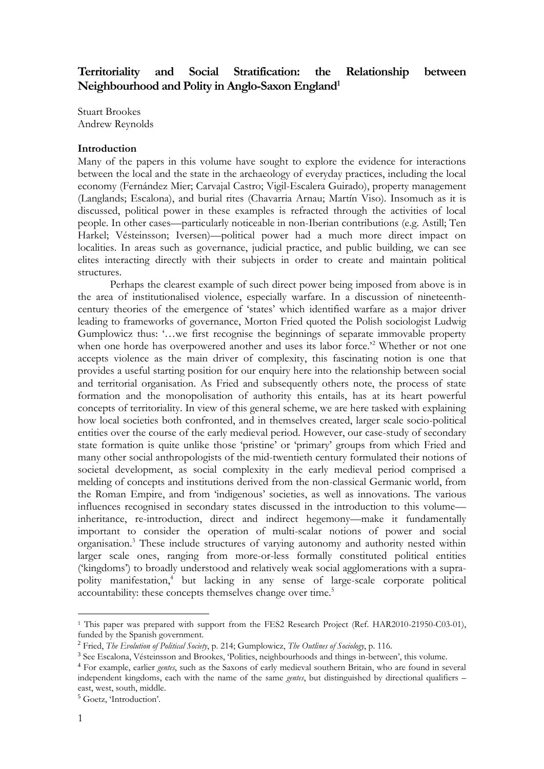# Territoriality and Social Stratification: the Relationship between Neighbourhood and Polity in Anglo-Saxon England[1]

Stuart Brookes
Andrew Reynolds

## Introduction

Many of the papers in this volume have sought to explore the evidence for interactions between the local and the state in the archaeology of everyday practices, including the local economy (Fernández Mier; Carvajal Castro; Vigil-Escalera Guirado), property management (Langlands; Escalona), and burial rites (Chavarria Arnau; Martín Viso). Insomuch as it is discussed, political power in these examples is refracted through the activities of local people. In other cases—particularly noticeable in non-Iberian contributions (e.g. Astill; Ten Harkel; Vésteinsson; Iversen)—political power had a much more direct impact on localities. In areas such as governance, judicial practice, and public building, we can see elites interacting directly with their subjects in order to create and maintain political structures.

Perhaps the clearest example of such direct power being imposed from above is in the area of institutionalised violence, especially warfare. In a discussion of nineteenth-century theories of the emergence of 'states' which identified warfare as a major driver leading to frameworks of governance, Morton Fried quoted the Polish sociologist Ludwig Gumplowicz thus: '…we first recognise the beginnings of separate immovable property when one horde has overpowered another and uses its labor force.'[2] Whether or not one accepts violence as the main driver of complexity, this fascinating notion is one that provides a useful starting position for our enquiry here into the relationship between social and territorial organisation. As Fried and subsequently others note, the process of state formation and the monopolisation of authority this entails, has at its heart powerful concepts of territoriality. In view of this general scheme, we are here tasked with explaining how local societies both confronted, and in themselves created, larger scale socio-political entities over the course of the early medieval period. However, our case-study of secondary state formation is quite unlike those 'pristine' or 'primary' groups from which Fried and many other social anthropologists of the mid-twentieth century formulated their notions of societal development, as social complexity in the early medieval period comprised a melding of concepts and institutions derived from the non-classical Germanic world, from the Roman Empire, and from 'indigenous' societies, as well as innovations. The various influences recognised in secondary states discussed in the introduction to this volume—inheritance, re-introduction, direct and indirect hegemony—make it fundamentally important to consider the operation of multi-scalar notions of power and social organisation.[3] These include structures of varying autonomy and authority nested within larger scale ones, ranging from more-or-less formally constituted political entities ('kingdoms') to broadly understood and relatively weak social agglomerations with a supra-polity manifestation,[4] but lacking in any sense of large-scale corporate political accountability: these concepts themselves change over time.[5]

---

[1] This paper was prepared with support from the FES2 Research Project (Ref. HAR2010-21950-C03-01), funded by the Spanish government.

[2] Fried, *The Evolution of Political Society*, p. 214; Gumplowicz, *The Outlines of Sociology*, p. 116.

[3] See Escalona, Vésteinsson and Brookes, 'Polities, neighbourhoods and things in-between', this volume.

[4] For example, earlier *gentes*, such as the Saxons of early medieval southern Britain, who are found in several independent kingdoms, each with the name of the same *gentes*, but distinguished by directional qualifiers – east, west, south, middle.

[5] Goetz, 'Introduction'.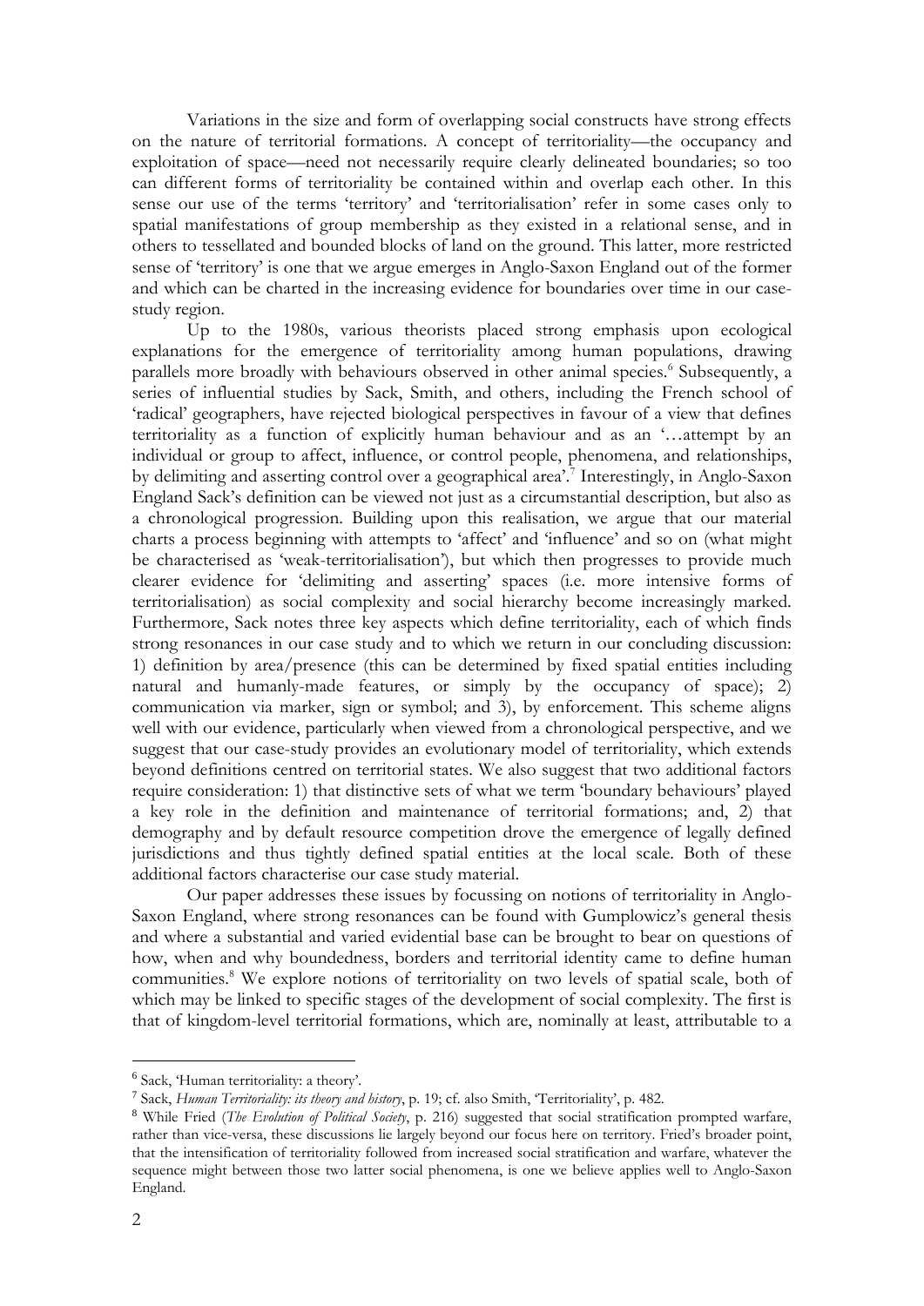Variations in the size and form of overlapping social constructs have strong effects on the nature of territorial formations. A concept of territoriality—the occupancy and exploitation of space—need not necessarily require clearly delineated boundaries; so too can different forms of territoriality be contained within and overlap each other. In this sense our use of the terms 'territory' and 'territorialisation' refer in some cases only to spatial manifestations of group membership as they existed in a relational sense, and in others to tessellated and bounded blocks of land on the ground. This latter, more restricted sense of 'territory' is one that we argue emerges in Anglo-Saxon England out of the former and which can be charted in the increasing evidence for boundaries over time in our case-study region.

Up to the 1980s, various theorists placed strong emphasis upon ecological explanations for the emergence of territoriality among human populations, drawing parallels more broadly with behaviours observed in other animal species.[6] Subsequently, a series of influential studies by Sack, Smith, and others, including the French school of 'radical' geographers, have rejected biological perspectives in favour of a view that defines territoriality as a function of explicitly human behaviour and as an '…attempt by an individual or group to affect, influence, or control people, phenomena, and relationships, by delimiting and asserting control over a geographical area'.[7] Interestingly, in Anglo-Saxon England Sack's definition can be viewed not just as a circumstantial description, but also as a chronological progression. Building upon this realisation, we argue that our material charts a process beginning with attempts to 'affect' and 'influence' and so on (what might be characterised as 'weak-territorialisation'), but which then progresses to provide much clearer evidence for 'delimiting and asserting' spaces (i.e. more intensive forms of territorialisation) as social complexity and social hierarchy become increasingly marked. Furthermore, Sack notes three key aspects which define territoriality, each of which finds strong resonances in our case study and to which we return in our concluding discussion: 1) definition by area/presence (this can be determined by fixed spatial entities including natural and humanly-made features, or simply by the occupancy of space); 2) communication via marker, sign or symbol; and 3), by enforcement. This scheme aligns well with our evidence, particularly when viewed from a chronological perspective, and we suggest that our case-study provides an evolutionary model of territoriality, which extends beyond definitions centred on territorial states. We also suggest that two additional factors require consideration: 1) that distinctive sets of what we term 'boundary behaviours' played a key role in the definition and maintenance of territorial formations; and, 2) that demography and by default resource competition drove the emergence of legally defined jurisdictions and thus tightly defined spatial entities at the local scale. Both of these additional factors characterise our case study material.

Our paper addresses these issues by focussing on notions of territoriality in Anglo-Saxon England, where strong resonances can be found with Gumplowicz's general thesis and where a substantial and varied evidential base can be brought to bear on questions of how, when and why boundedness, borders and territorial identity came to define human communities.[8] We explore notions of territoriality on two levels of spatial scale, both of which may be linked to specific stages of the development of social complexity. The first is that of kingdom-level territorial formations, which are, nominally at least, attributable to a

---

[6] Sack, 'Human territoriality: a theory'.

[7] Sack, *Human Territoriality: its theory and history*, p. 19; cf. also Smith, 'Territoriality', p. 482.

[8] While Fried (*The Evolution of Political Society*, p. 216) suggested that social stratification prompted warfare, rather than vice-versa, these discussions lie largely beyond our focus here on territory. Fried's broader point, that the intensification of territoriality followed from increased social stratification and warfare, whatever the sequence might between those two latter social phenomena, is one we believe applies well to Anglo-Saxon England.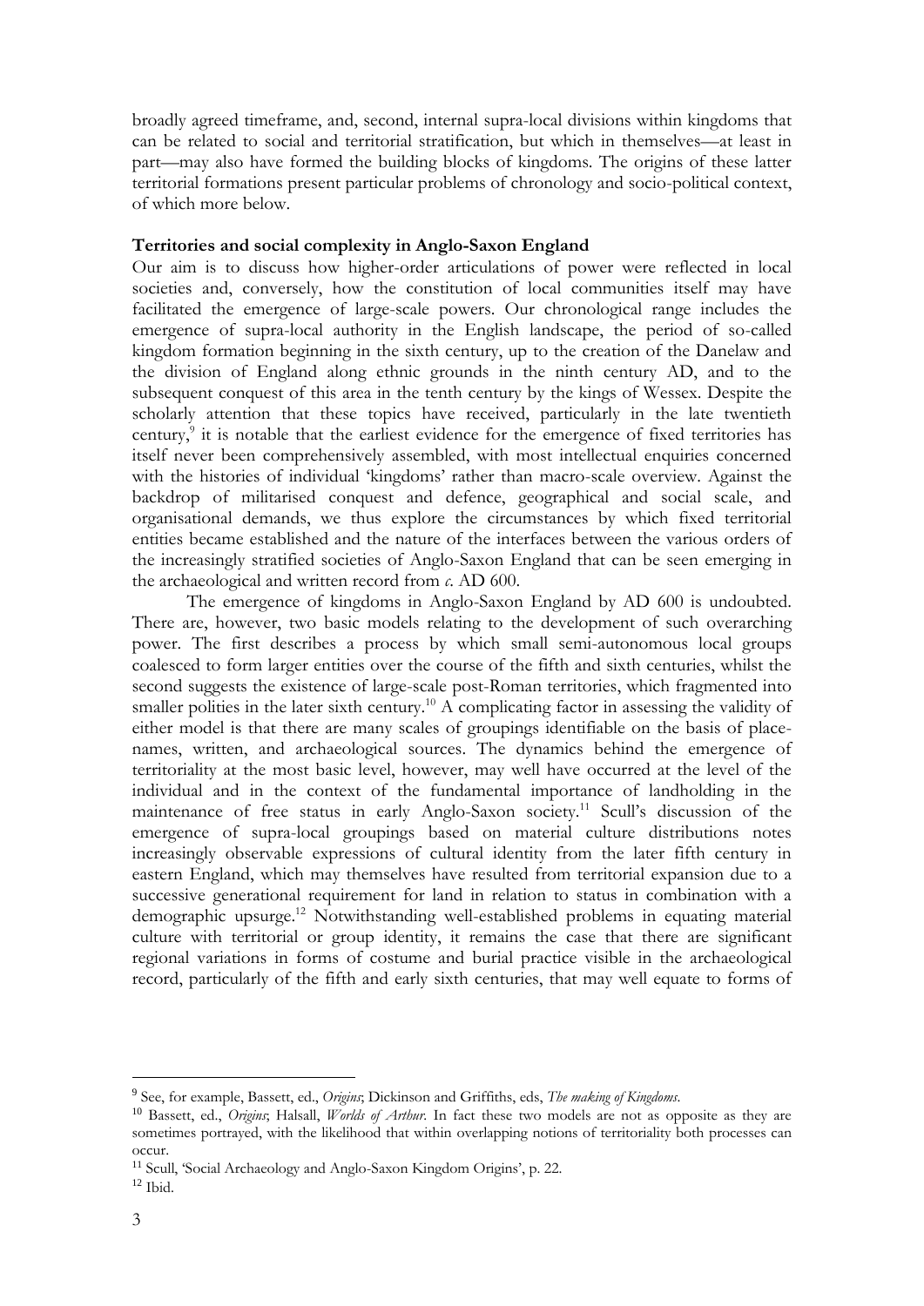broadly agreed timeframe, and, second, internal supra-local divisions within kingdoms that can be related to social and territorial stratification, but which in themselves—at least in part—may also have formed the building blocks of kingdoms. The origins of these latter territorial formations present particular problems of chronology and socio-political context, of which more below.

**Territories and social complexity in Anglo-Saxon England**

Our aim is to discuss how higher-order articulations of power were reflected in local societies and, conversely, how the constitution of local communities itself may have facilitated the emergence of large-scale powers. Our chronological range includes the emergence of supra-local authority in the English landscape, the period of so-called kingdom formation beginning in the sixth century, up to the creation of the Danelaw and the division of England along ethnic grounds in the ninth century AD, and to the subsequent conquest of this area in the tenth century by the kings of Wessex. Despite the scholarly attention that these topics have received, particularly in the late twentieth century,[9] it is notable that the earliest evidence for the emergence of fixed territories has itself never been comprehensively assembled, with most intellectual enquiries concerned with the histories of individual 'kingdoms' rather than macro-scale overview. Against the backdrop of militarised conquest and defence, geographical and social scale, and organisational demands, we thus explore the circumstances by which fixed territorial entities became established and the nature of the interfaces between the various orders of the increasingly stratified societies of Anglo-Saxon England that can be seen emerging in the archaeological and written record from *c*. AD 600.

The emergence of kingdoms in Anglo-Saxon England by AD 600 is undoubted. There are, however, two basic models relating to the development of such overarching power. The first describes a process by which small semi-autonomous local groups coalesced to form larger entities over the course of the fifth and sixth centuries, whilst the second suggests the existence of large-scale post-Roman territories, which fragmented into smaller polities in the later sixth century.[10] A complicating factor in assessing the validity of either model is that there are many scales of groupings identifiable on the basis of place-names, written, and archaeological sources. The dynamics behind the emergence of territoriality at the most basic level, however, may well have occurred at the level of the individual and in the context of the fundamental importance of landholding in the maintenance of free status in early Anglo-Saxon society.[11] Scull's discussion of the emergence of supra-local groupings based on material culture distributions notes increasingly observable expressions of cultural identity from the later fifth century in eastern England, which may themselves have resulted from territorial expansion due to a successive generational requirement for land in relation to status in combination with a demographic upsurge.[12] Notwithstanding well-established problems in equating material culture with territorial or group identity, it remains the case that there are significant regional variations in forms of costume and burial practice visible in the archaeological record, particularly of the fifth and early sixth centuries, that may well equate to forms of

---

[9] See, for example, Bassett, ed., *Origins*; Dickinson and Griffiths, eds, *The making of Kingdoms*.

[10] Bassett, ed., *Origins*; Halsall, *Worlds of Arthur*. In fact these two models are not as opposite as they are sometimes portrayed, with the likelihood that within overlapping notions of territoriality both processes can occur.

[11] Scull, 'Social Archaeology and Anglo-Saxon Kingdom Origins', p. 22.

[12] Ibid.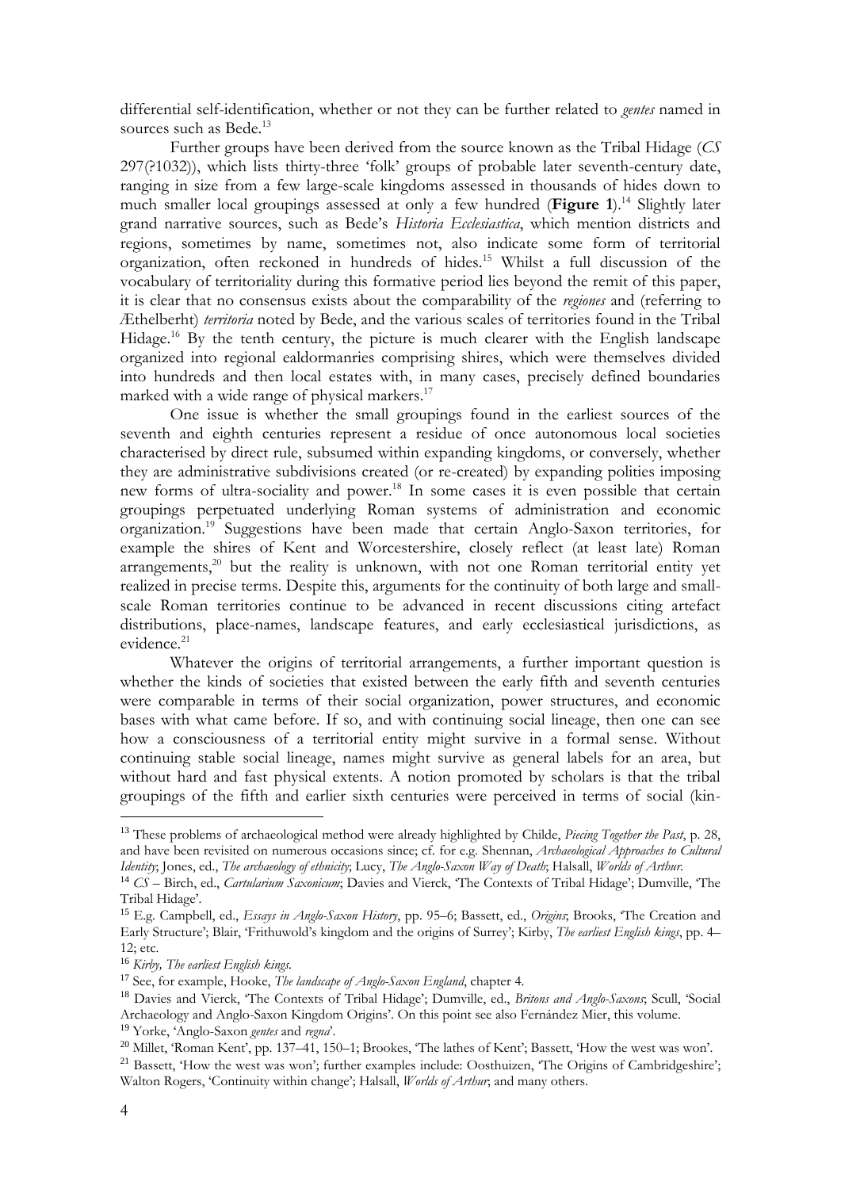differential self-identification, whether or not they can be further related to *gentes* named in sources such as Bede.[13]

Further groups have been derived from the source known as the Tribal Hidage (*CS* 297(?1032)), which lists thirty-three 'folk' groups of probable later seventh-century date, ranging in size from a few large-scale kingdoms assessed in thousands of hides down to much smaller local groupings assessed at only a few hundred (**Figure 1**).[14] Slightly later grand narrative sources, such as Bede's *Historia Ecclesiastica*, which mention districts and regions, sometimes by name, sometimes not, also indicate some form of territorial organization, often reckoned in hundreds of hides.[15] Whilst a full discussion of the vocabulary of territoriality during this formative period lies beyond the remit of this paper, it is clear that no consensus exists about the comparability of the *regiones* and (referring to Æthelberht) *territoria* noted by Bede, and the various scales of territories found in the Tribal Hidage.[16] By the tenth century, the picture is much clearer with the English landscape organized into regional ealdormanries comprising shires, which were themselves divided into hundreds and then local estates with, in many cases, precisely defined boundaries marked with a wide range of physical markers.[17]

One issue is whether the small groupings found in the earliest sources of the seventh and eighth centuries represent a residue of once autonomous local societies characterised by direct rule, subsumed within expanding kingdoms, or conversely, whether they are administrative subdivisions created (or re-created) by expanding polities imposing new forms of ultra-sociality and power.[18] In some cases it is even possible that certain groupings perpetuated underlying Roman systems of administration and economic organization.[19] Suggestions have been made that certain Anglo-Saxon territories, for example the shires of Kent and Worcestershire, closely reflect (at least late) Roman arrangements,[20] but the reality is unknown, with not one Roman territorial entity yet realized in precise terms. Despite this, arguments for the continuity of both large and small-scale Roman territories continue to be advanced in recent discussions citing artefact distributions, place-names, landscape features, and early ecclesiastical jurisdictions, as evidence.[21]

Whatever the origins of territorial arrangements, a further important question is whether the kinds of societies that existed between the early fifth and seventh centuries were comparable in terms of their social organization, power structures, and economic bases with what came before. If so, and with continuing social lineage, then one can see how a consciousness of a territorial entity might survive in a formal sense. Without continuing stable social lineage, names might survive as general labels for an area, but without hard and fast physical extents. A notion promoted by scholars is that the tribal groupings of the fifth and earlier sixth centuries were perceived in terms of social (kin-

---

[13] These problems of archaeological method were already highlighted by Childe, *Piecing Together the Past*, p. 28, and have been revisited on numerous occasions since; cf. for e.g. Shennan, *Archaeological Approaches to Cultural Identity*; Jones, ed., *The archaeology of ethnicity*; Lucy, *The Anglo-Saxon Way of Death*; Halsall, *Worlds of Arthur*.

[14] *CS* – Birch, ed., *Cartularium Saxonicum*; Davies and Vierck, 'The Contexts of Tribal Hidage'; Dumville, 'The Tribal Hidage'.

[15] E.g. Campbell, ed., *Essays in Anglo-Saxon History*, pp. 95–6; Bassett, ed., *Origins*; Brooks, 'The Creation and Early Structure'; Blair, 'Frithuwold's kingdom and the origins of Surrey'; Kirby, *The earliest English kings*, pp. 4–12; etc.

[16] *Kirby, The earliest English kings*.

[17] See, for example, Hooke, *The landscape of Anglo-Saxon England*, chapter 4.

[18] Davies and Vierck, 'The Contexts of Tribal Hidage'; Dumville, ed., *Britons and Anglo-Saxons*; Scull, 'Social Archaeology and Anglo-Saxon Kingdom Origins'. On this point see also Fernández Mier, this volume.

[19] Yorke, 'Anglo-Saxon *gentes* and *regna*'.

[20] Millet, 'Roman Kent', pp. 137–41, 150–1; Brookes, 'The lathes of Kent'; Bassett, 'How the west was won'.

[21] Bassett, 'How the west was won'; further examples include: Oosthuizen, 'The Origins of Cambridgeshire'; Walton Rogers, 'Continuity within change'; Halsall, *Worlds of Arthur*; and many others.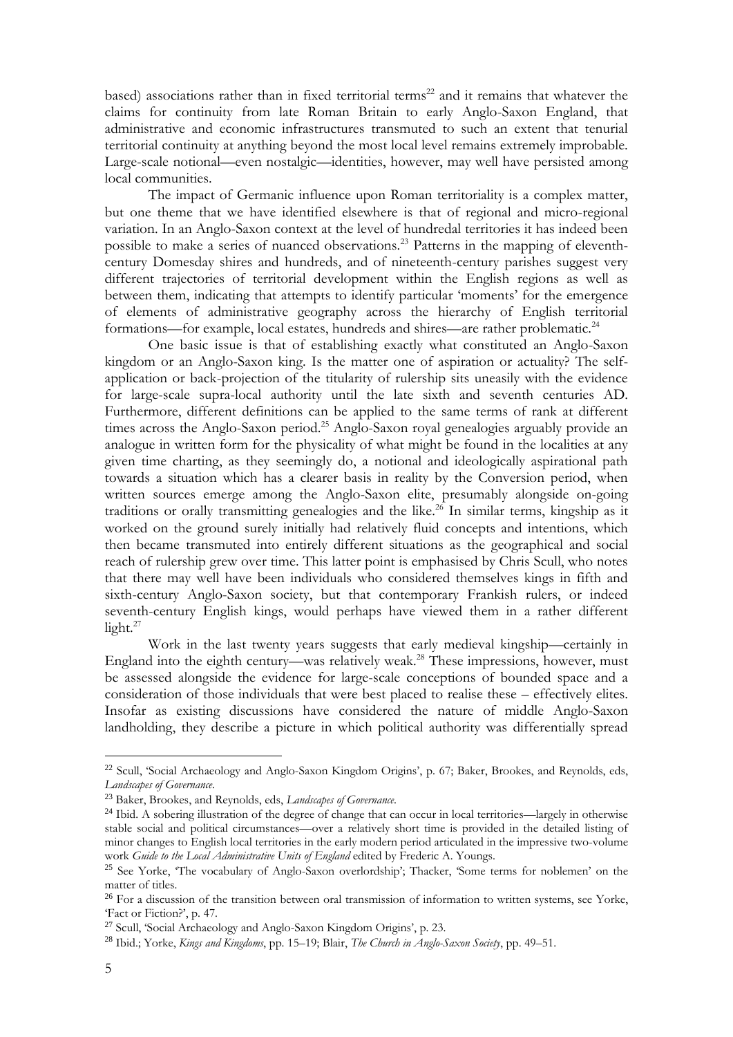based) associations rather than in fixed territorial terms[22] and it remains that whatever the claims for continuity from late Roman Britain to early Anglo-Saxon England, that administrative and economic infrastructures transmuted to such an extent that tenurial territorial continuity at anything beyond the most local level remains extremely improbable. Large-scale notional—even nostalgic—identities, however, may well have persisted among local communities.

The impact of Germanic influence upon Roman territoriality is a complex matter, but one theme that we have identified elsewhere is that of regional and micro-regional variation. In an Anglo-Saxon context at the level of hundredal territories it has indeed been possible to make a series of nuanced observations.[23] Patterns in the mapping of eleventh-century Domesday shires and hundreds, and of nineteenth-century parishes suggest very different trajectories of territorial development within the English regions as well as between them, indicating that attempts to identify particular 'moments' for the emergence of elements of administrative geography across the hierarchy of English territorial formations—for example, local estates, hundreds and shires—are rather problematic.[24]

One basic issue is that of establishing exactly what constituted an Anglo-Saxon kingdom or an Anglo-Saxon king. Is the matter one of aspiration or actuality? The self-application or back-projection of the titularity of rulership sits uneasily with the evidence for large-scale supra-local authority until the late sixth and seventh centuries AD. Furthermore, different definitions can be applied to the same terms of rank at different times across the Anglo-Saxon period.[25] Anglo-Saxon royal genealogies arguably provide an analogue in written form for the physicality of what might be found in the localities at any given time charting, as they seemingly do, a notional and ideologically aspirational path towards a situation which has a clearer basis in reality by the Conversion period, when written sources emerge among the Anglo-Saxon elite, presumably alongside on-going traditions or orally transmitting genealogies and the like.[26] In similar terms, kingship as it worked on the ground surely initially had relatively fluid concepts and intentions, which then became transmuted into entirely different situations as the geographical and social reach of rulership grew over time. This latter point is emphasised by Chris Scull, who notes that there may well have been individuals who considered themselves kings in fifth and sixth-century Anglo-Saxon society, but that contemporary Frankish rulers, or indeed seventh-century English kings, would perhaps have viewed them in a rather different light.[27]

Work in the last twenty years suggests that early medieval kingship—certainly in England into the eighth century—was relatively weak.[28] These impressions, however, must be assessed alongside the evidence for large-scale conceptions of bounded space and a consideration of those individuals that were best placed to realise these – effectively elites. Insofar as existing discussions have considered the nature of middle Anglo-Saxon landholding, they describe a picture in which political authority was differentially spread

---

[22] Scull, 'Social Archaeology and Anglo-Saxon Kingdom Origins', p. 67; Baker, Brookes, and Reynolds, eds, *Landscapes of Governance*.

[23] Baker, Brookes, and Reynolds, eds, *Landscapes of Governance*.

[24] Ibid. A sobering illustration of the degree of change that can occur in local territories—largely in otherwise stable social and political circumstances—over a relatively short time is provided in the detailed listing of minor changes to English local territories in the early modern period articulated in the impressive two-volume work *Guide to the Local Administrative Units of England* edited by Frederic A. Youngs.

[25] See Yorke, 'The vocabulary of Anglo-Saxon overlordship'; Thacker, 'Some terms for noblemen' on the matter of titles.

[26] For a discussion of the transition between oral transmission of information to written systems, see Yorke, 'Fact or Fiction?', p. 47.

[27] Scull, 'Social Archaeology and Anglo-Saxon Kingdom Origins', p. 23.

[28] Ibid.; Yorke, *Kings and Kingdoms*, pp. 15–19; Blair, *The Church in Anglo-Saxon Society*, pp. 49–51.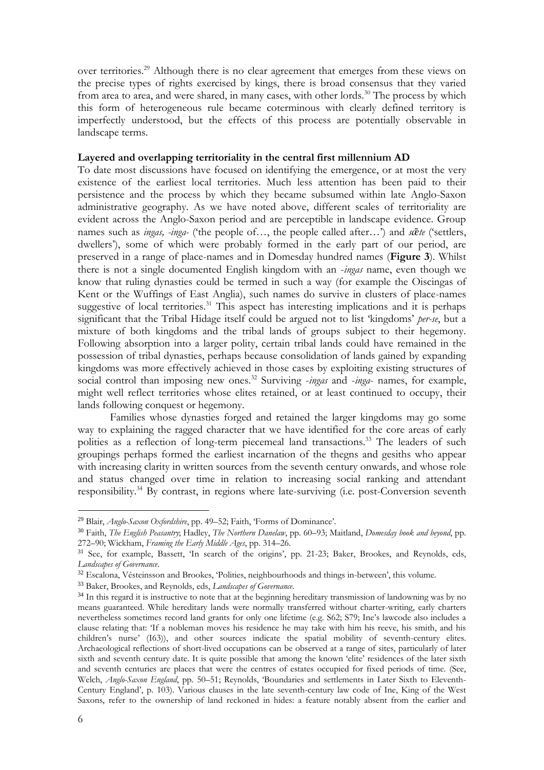over territories.[29] Although there is no clear agreement that emerges from these views on the precise types of rights exercised by kings, there is broad consensus that they varied from area to area, and were shared, in many cases, with other lords.[30] The process by which this form of heterogeneous rule became coterminous with clearly defined territory is imperfectly understood, but the effects of this process are potentially observable in landscape terms.

**Layered and overlapping territoriality in the central first millennium AD**

To date most discussions have focused on identifying the emergence, or at most the very existence of the earliest local territories. Much less attention has been paid to their persistence and the process by which they became subsumed within late Anglo-Saxon administrative geography. As we have noted above, different scales of territoriality are evident across the Anglo-Saxon period and are perceptible in landscape evidence. Group names such as *ingas, -inga-* ('the people of…, the people called after…') and *sǣte* ('settlers, dwellers'), some of which were probably formed in the early part of our period, are preserved in a range of place-names and in Domesday hundred names (**Figure 3**). Whilst there is not a single documented English kingdom with an *-ingas* name, even though we know that ruling dynasties could be termed in such a way (for example the Oiscingas of Kent or the Wuffings of East Anglia), such names do survive in clusters of place-names suggestive of local territories.[31] This aspect has interesting implications and it is perhaps significant that the Tribal Hidage itself could be argued not to list 'kingdoms' *per-se*, but a mixture of both kingdoms and the tribal lands of groups subject to their hegemony. Following absorption into a larger polity, certain tribal lands could have remained in the possession of tribal dynasties, perhaps because consolidation of lands gained by expanding kingdoms was more effectively achieved in those cases by exploiting existing structures of social control than imposing new ones.[32] Surviving *-ingas* and *-inga-* names, for example, might well reflect territories whose elites retained, or at least continued to occupy, their lands following conquest or hegemony.

Families whose dynasties forged and retained the larger kingdoms may go some way to explaining the ragged character that we have identified for the core areas of early polities as a reflection of long-term piecemeal land transactions.[33] The leaders of such groupings perhaps formed the earliest incarnation of the thegns and gesiths who appear with increasing clarity in written sources from the seventh century onwards, and whose role and status changed over time in relation to increasing social ranking and attendant responsibility.[34] By contrast, in regions where late-surviving (i.e. post-Conversion seventh

---

[29] Blair, *Anglo-Saxon Oxfordshire*, pp. 49–52; Faith, 'Forms of Dominance'.

[30] Faith, *The English Peasantry*; Hadley, *The Northern Danelaw*, pp. 60–93; Maitland, *Domesday book and beyond*, pp. 272–90; Wickham, *Framing the Early Middle Ages*, pp. 314–26.

[31] See, for example, Bassett, 'In search of the origins', pp. 21-23; Baker, Brookes, and Reynolds, eds, *Landscapes of Governance*.

[32] Escalona, Vésteinsson and Brookes, 'Polities, neighbourhoods and things in-between', this volume.

[33] Baker, Brookes, and Reynolds, eds, *Landscapes of Governance*.

[34] In this regard it is instructive to note that at the beginning hereditary transmission of landowning was by no means guaranteed. While hereditary lands were normally transferred without charter-writing, early charters nevertheless sometimes record land grants for only one lifetime (e.g. S62; S79; Ine's lawcode also includes a clause relating that: 'If a nobleman moves his residence he may take with him his reeve, his smith, and his children's nurse' (I63)), and other sources indicate the spatial mobility of seventh-century elites. Archaeological reflections of short-lived occupations can be observed at a range of sites, particularly of later sixth and seventh century date. It is quite possible that among the known 'elite' residences of the later sixth and seventh centuries are places that were the centres of estates occupied for fixed periods of time. (See, Welch, *Anglo-Saxon England*, pp. 50–51; Reynolds, 'Boundaries and settlements in Later Sixth to Eleventh-Century England', p. 103). Various clauses in the late seventh-century law code of Ine, King of the West Saxons, refer to the ownership of land reckoned in hides: a feature notably absent from the earlier and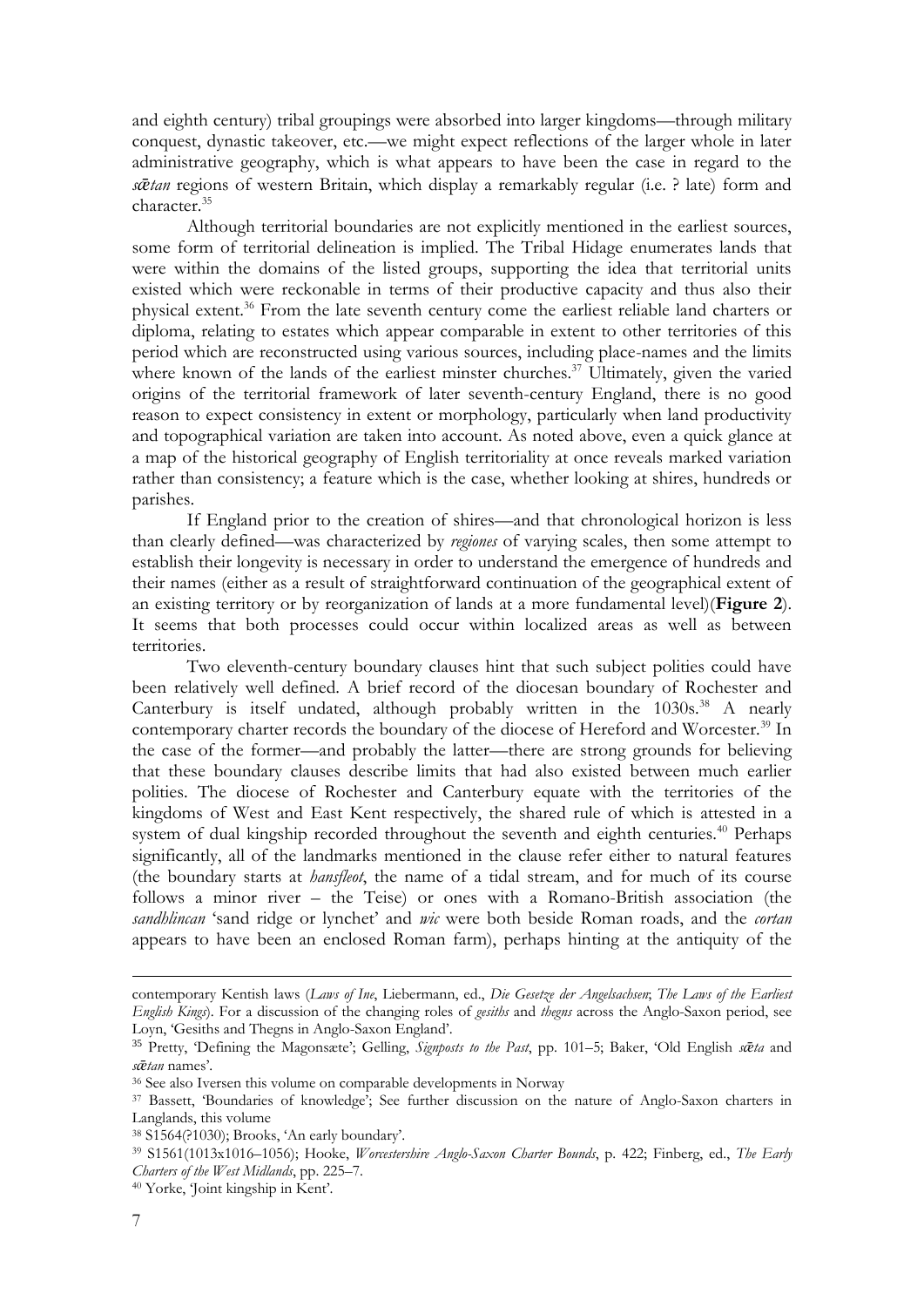and eighth century) tribal groupings were absorbed into larger kingdoms—through military conquest, dynastic takeover, etc.—we might expect reflections of the larger whole in later administrative geography, which is what appears to have been the case in regard to the *sǣtan* regions of western Britain, which display a remarkably regular (i.e. ? late) form and character.[35]

Although territorial boundaries are not explicitly mentioned in the earliest sources, some form of territorial delineation is implied. The Tribal Hidage enumerates lands that were within the domains of the listed groups, supporting the idea that territorial units existed which were reckonable in terms of their productive capacity and thus also their physical extent.[36] From the late seventh century come the earliest reliable land charters or diploma, relating to estates which appear comparable in extent to other territories of this period which are reconstructed using various sources, including place-names and the limits where known of the lands of the earliest minster churches.[37] Ultimately, given the varied origins of the territorial framework of later seventh-century England, there is no good reason to expect consistency in extent or morphology, particularly when land productivity and topographical variation are taken into account. As noted above, even a quick glance at a map of the historical geography of English territoriality at once reveals marked variation rather than consistency; a feature which is the case, whether looking at shires, hundreds or parishes.

If England prior to the creation of shires—and that chronological horizon is less than clearly defined—was characterized by *regiones* of varying scales, then some attempt to establish their longevity is necessary in order to understand the emergence of hundreds and their names (either as a result of straightforward continuation of the geographical extent of an existing territory or by reorganization of lands at a more fundamental level)(**Figure 2**). It seems that both processes could occur within localized areas as well as between territories.

Two eleventh-century boundary clauses hint that such subject polities could have been relatively well defined. A brief record of the diocesan boundary of Rochester and Canterbury is itself undated, although probably written in the 1030s.[38] A nearly contemporary charter records the boundary of the diocese of Hereford and Worcester.[39] In the case of the former—and probably the latter—there are strong grounds for believing that these boundary clauses describe limits that had also existed between much earlier polities. The diocese of Rochester and Canterbury equate with the territories of the kingdoms of West and East Kent respectively, the shared rule of which is attested in a system of dual kingship recorded throughout the seventh and eighth centuries.[40] Perhaps significantly, all of the landmarks mentioned in the clause refer either to natural features (the boundary starts at *hansfleot*, the name of a tidal stream, and for much of its course follows a minor river – the Teise) or ones with a Romano-British association (the *sandhlincan* 'sand ridge or lynchet' and *wic* were both beside Roman roads, and the *cortan* appears to have been an enclosed Roman farm), perhaps hinting at the antiquity of the

---

contemporary Kentish laws (*Laws of Ine*, Liebermann, ed., *Die Gesetze der Angelsachsen*; *The Laws of the Earliest English Kings*). For a discussion of the changing roles of *gesiths* and *thegns* across the Anglo-Saxon period, see Loyn, 'Gesiths and Thegns in Anglo-Saxon England'.

[35] Pretty, 'Defining the Magonsæte'; Gelling, *Signposts to the Past*, pp. 101–5; Baker, 'Old English *sǣta* and *sǣtan* names'.

[36] See also Iversen this volume on comparable developments in Norway

[37] Bassett, 'Boundaries of knowledge'; See further discussion on the nature of Anglo-Saxon charters in Langlands, this volume

[38] S1564(?1030); Brooks, 'An early boundary'.

[39] S1561(1013x1016–1056); Hooke, *Worcestershire Anglo-Saxon Charter Bounds*, p. 422; Finberg, ed., *The Early Charters of the West Midlands*, pp. 225–7.

[40] Yorke, 'Joint kingship in Kent'.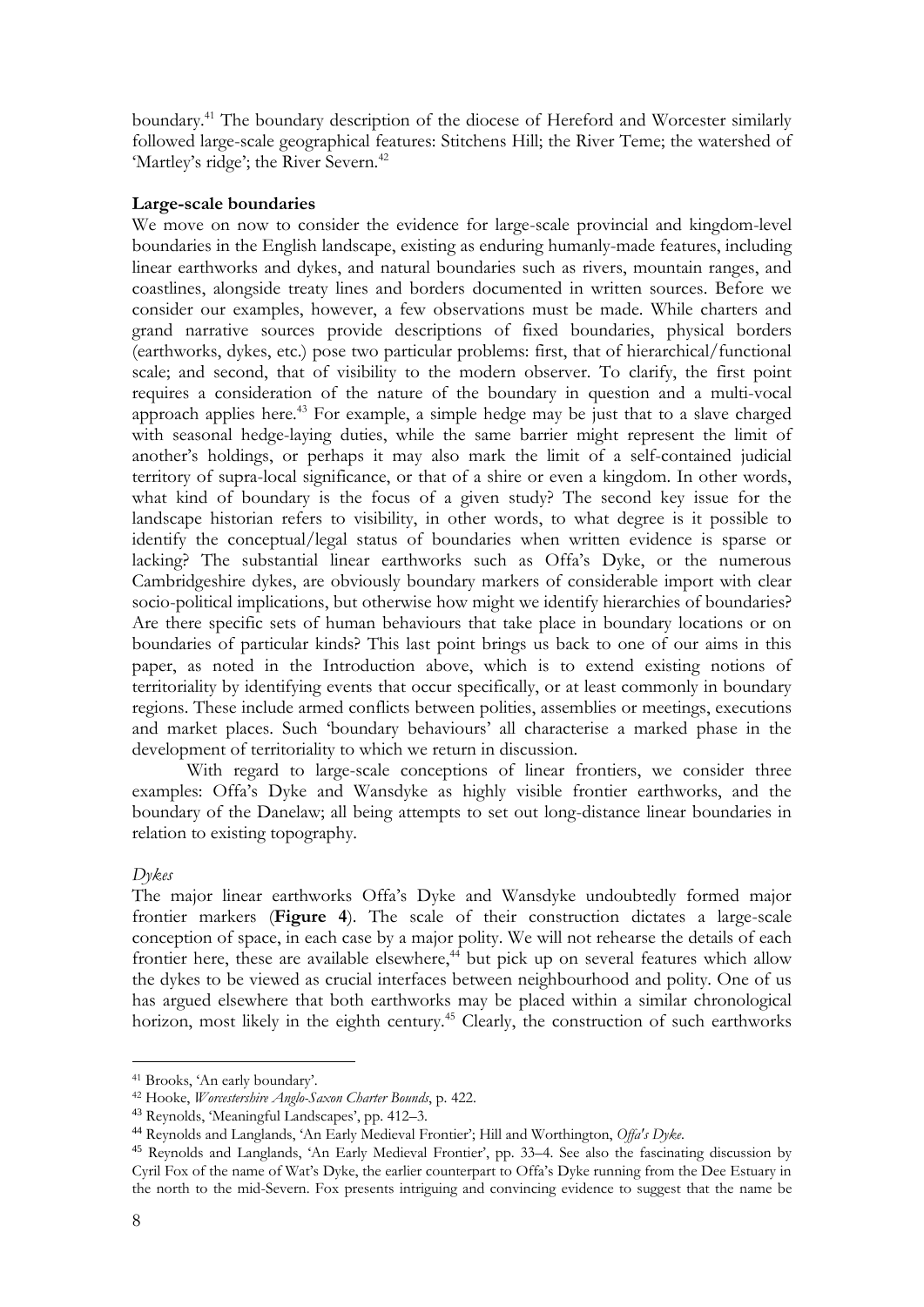boundary.[41] The boundary description of the diocese of Hereford and Worcester similarly followed large-scale geographical features: Stitchens Hill; the River Teme; the watershed of 'Martley's ridge'; the River Severn.[42]

**Large-scale boundaries**

We move on now to consider the evidence for large-scale provincial and kingdom-level boundaries in the English landscape, existing as enduring humanly-made features, including linear earthworks and dykes, and natural boundaries such as rivers, mountain ranges, and coastlines, alongside treaty lines and borders documented in written sources. Before we consider our examples, however, a few observations must be made. While charters and grand narrative sources provide descriptions of fixed boundaries, physical borders (earthworks, dykes, etc.) pose two particular problems: first, that of hierarchical/functional scale; and second, that of visibility to the modern observer. To clarify, the first point requires a consideration of the nature of the boundary in question and a multi-vocal approach applies here.[43] For example, a simple hedge may be just that to a slave charged with seasonal hedge-laying duties, while the same barrier might represent the limit of another's holdings, or perhaps it may also mark the limit of a self-contained judicial territory of supra-local significance, or that of a shire or even a kingdom. In other words, what kind of boundary is the focus of a given study? The second key issue for the landscape historian refers to visibility, in other words, to what degree is it possible to identify the conceptual/legal status of boundaries when written evidence is sparse or lacking? The substantial linear earthworks such as Offa's Dyke, or the numerous Cambridgeshire dykes, are obviously boundary markers of considerable import with clear socio-political implications, but otherwise how might we identify hierarchies of boundaries? Are there specific sets of human behaviours that take place in boundary locations or on boundaries of particular kinds? This last point brings us back to one of our aims in this paper, as noted in the Introduction above, which is to extend existing notions of territoriality by identifying events that occur specifically, or at least commonly in boundary regions. These include armed conflicts between polities, assemblies or meetings, executions and market places. Such 'boundary behaviours' all characterise a marked phase in the development of territoriality to which we return in discussion.

With regard to large-scale conceptions of linear frontiers, we consider three examples: Offa's Dyke and Wansdyke as highly visible frontier earthworks, and the boundary of the Danelaw; all being attempts to set out long-distance linear boundaries in relation to existing topography.

*Dykes*

The major linear earthworks Offa's Dyke and Wansdyke undoubtedly formed major frontier markers (**Figure 4**). The scale of their construction dictates a large-scale conception of space, in each case by a major polity. We will not rehearse the details of each frontier here, these are available elsewhere,[44] but pick up on several features which allow the dykes to be viewed as crucial interfaces between neighbourhood and polity. One of us has argued elsewhere that both earthworks may be placed within a similar chronological horizon, most likely in the eighth century.[45] Clearly, the construction of such earthworks

---

[41] Brooks, 'An early boundary'.

[42] Hooke, *Worcestershire Anglo-Saxon Charter Bounds*, p. 422.

[43] Reynolds, 'Meaningful Landscapes', pp. 412–3.

[44] Reynolds and Langlands, 'An Early Medieval Frontier'; Hill and Worthington, *Offa's Dyke*.

[45] Reynolds and Langlands, 'An Early Medieval Frontier', pp. 33–4. See also the fascinating discussion by Cyril Fox of the name of Wat's Dyke, the earlier counterpart to Offa's Dyke running from the Dee Estuary in the north to the mid-Severn. Fox presents intriguing and convincing evidence to suggest that the name be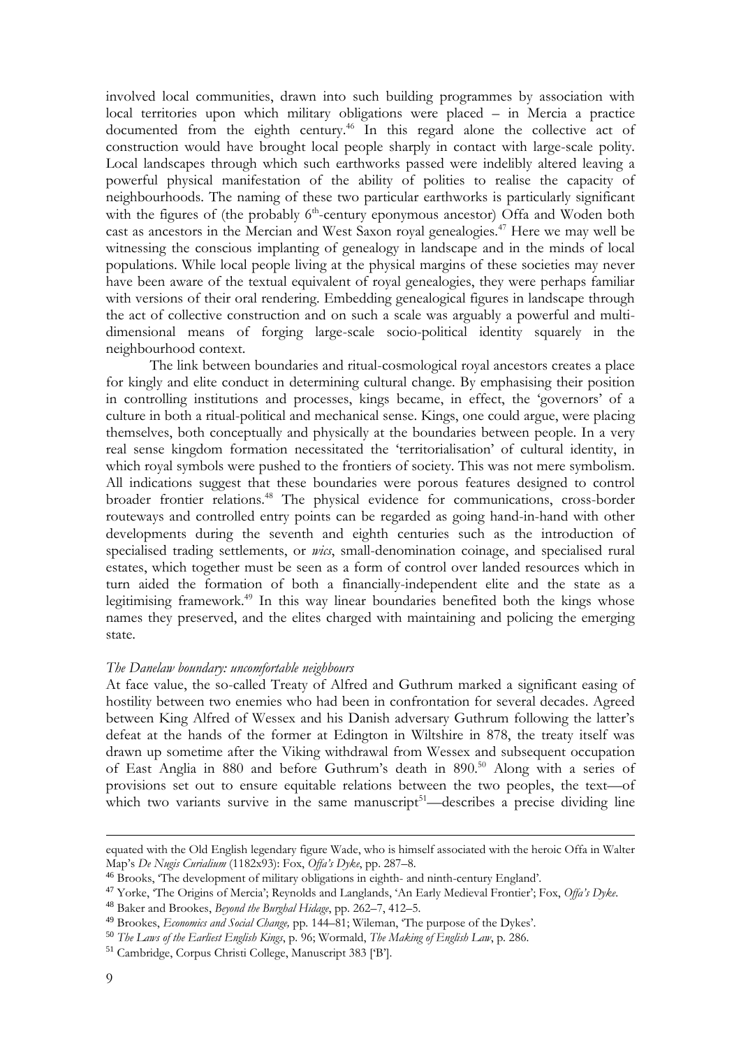involved local communities, drawn into such building programmes by association with local territories upon which military obligations were placed – in Mercia a practice documented from the eighth century.[46] In this regard alone the collective act of construction would have brought local people sharply in contact with large-scale polity. Local landscapes through which such earthworks passed were indelibly altered leaving a powerful physical manifestation of the ability of polities to realise the capacity of neighbourhoods. The naming of these two particular earthworks is particularly significant with the figures of (the probably 6th-century eponymous ancestor) Offa and Woden both cast as ancestors in the Mercian and West Saxon royal genealogies.[47] Here we may well be witnessing the conscious implanting of genealogy in landscape and in the minds of local populations. While local people living at the physical margins of these societies may never have been aware of the textual equivalent of royal genealogies, they were perhaps familiar with versions of their oral rendering. Embedding genealogical figures in landscape through the act of collective construction and on such a scale was arguably a powerful and multi-dimensional means of forging large-scale socio-political identity squarely in the neighbourhood context.

The link between boundaries and ritual-cosmological royal ancestors creates a place for kingly and elite conduct in determining cultural change. By emphasising their position in controlling institutions and processes, kings became, in effect, the 'governors' of a culture in both a ritual-political and mechanical sense. Kings, one could argue, were placing themselves, both conceptually and physically at the boundaries between people. In a very real sense kingdom formation necessitated the 'territorialisation' of cultural identity, in which royal symbols were pushed to the frontiers of society. This was not mere symbolism. All indications suggest that these boundaries were porous features designed to control broader frontier relations.[48] The physical evidence for communications, cross-border routeways and controlled entry points can be regarded as going hand-in-hand with other developments during the seventh and eighth centuries such as the introduction of specialised trading settlements, or *wics*, small-denomination coinage, and specialised rural estates, which together must be seen as a form of control over landed resources which in turn aided the formation of both a financially-independent elite and the state as a legitimising framework.[49] In this way linear boundaries benefited both the kings whose names they preserved, and the elites charged with maintaining and policing the emerging state.

*The Danelaw boundary: uncomfortable neighbours*

At face value, the so-called Treaty of Alfred and Guthrum marked a significant easing of hostility between two enemies who had been in confrontation for several decades. Agreed between King Alfred of Wessex and his Danish adversary Guthrum following the latter's defeat at the hands of the former at Edington in Wiltshire in 878, the treaty itself was drawn up sometime after the Viking withdrawal from Wessex and subsequent occupation of East Anglia in 880 and before Guthrum's death in 890.[50] Along with a series of provisions set out to ensure equitable relations between the two peoples, the text—of which two variants survive in the same manuscript[51]—describes a precise dividing line

---

equated with the Old English legendary figure Wade, who is himself associated with the heroic Offa in Walter Map's *De Nugis Curialium* (1182x93): Fox, *Offa's Dyke*, pp. 287–8.

[46] Brooks, 'The development of military obligations in eighth- and ninth-century England'.

[47] Yorke, 'The Origins of Mercia'; Reynolds and Langlands, 'An Early Medieval Frontier'; Fox, *Offa's Dyke*.

[48] Baker and Brookes, *Beyond the Burghal Hidage*, pp. 262–7, 412–5.

[49] Brookes, *Economics and Social Change,* pp. 144–81; Wileman, 'The purpose of the Dykes'.

[50] *The Laws of the Earliest English Kings*, p. 96; Wormald, *The Making of English Law*, p. 286.

[51] Cambridge, Corpus Christi College, Manuscript 383 ['B'].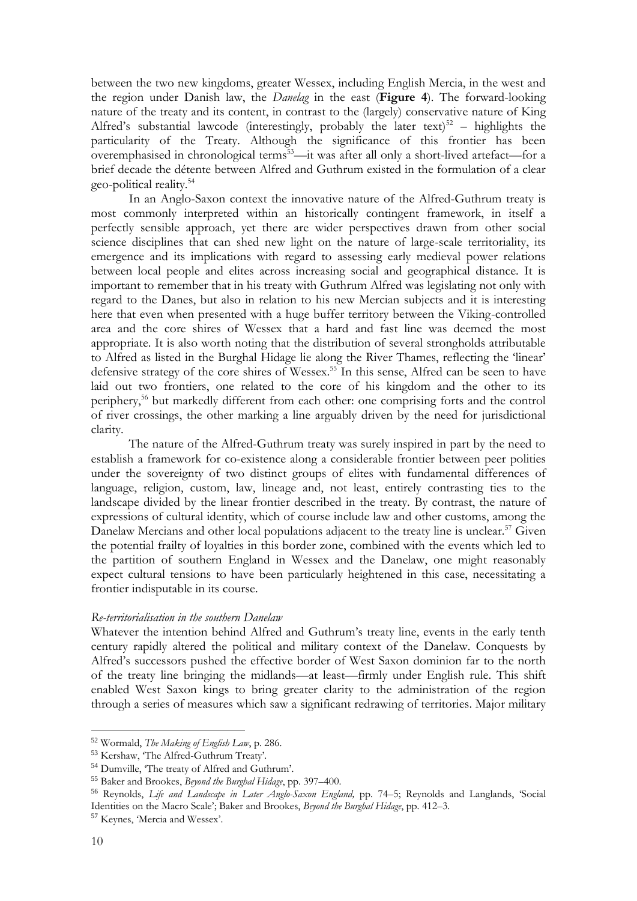between the two new kingdoms, greater Wessex, including English Mercia, in the west and the region under Danish law, the *Danelag* in the east (**Figure 4**). The forward-looking nature of the treaty and its content, in contrast to the (largely) conservative nature of King Alfred's substantial lawcode (interestingly, probably the later text)[52] – highlights the particularity of the Treaty. Although the significance of this frontier has been overemphasised in chronological terms[53]—it was after all only a short-lived artefact—for a brief decade the détente between Alfred and Guthrum existed in the formulation of a clear geo-political reality.[54]

In an Anglo-Saxon context the innovative nature of the Alfred-Guthrum treaty is most commonly interpreted within an historically contingent framework, in itself a perfectly sensible approach, yet there are wider perspectives drawn from other social science disciplines that can shed new light on the nature of large-scale territoriality, its emergence and its implications with regard to assessing early medieval power relations between local people and elites across increasing social and geographical distance. It is important to remember that in his treaty with Guthrum Alfred was legislating not only with regard to the Danes, but also in relation to his new Mercian subjects and it is interesting here that even when presented with a huge buffer territory between the Viking-controlled area and the core shires of Wessex that a hard and fast line was deemed the most appropriate. It is also worth noting that the distribution of several strongholds attributable to Alfred as listed in the Burghal Hidage lie along the River Thames, reflecting the 'linear' defensive strategy of the core shires of Wessex.[55] In this sense, Alfred can be seen to have laid out two frontiers, one related to the core of his kingdom and the other to its periphery,[56] but markedly different from each other: one comprising forts and the control of river crossings, the other marking a line arguably driven by the need for jurisdictional clarity.

The nature of the Alfred-Guthrum treaty was surely inspired in part by the need to establish a framework for co-existence along a considerable frontier between peer polities under the sovereignty of two distinct groups of elites with fundamental differences of language, religion, custom, law, lineage and, not least, entirely contrasting ties to the landscape divided by the linear frontier described in the treaty. By contrast, the nature of expressions of cultural identity, which of course include law and other customs, among the Danelaw Mercians and other local populations adjacent to the treaty line is unclear.[57] Given the potential frailty of loyalties in this border zone, combined with the events which led to the partition of southern England in Wessex and the Danelaw, one might reasonably expect cultural tensions to have been particularly heightened in this case, necessitating a frontier indisputable in its course.

*Re-territorialisation in the southern Danelaw*

Whatever the intention behind Alfred and Guthrum's treaty line, events in the early tenth century rapidly altered the political and military context of the Danelaw. Conquests by Alfred's successors pushed the effective border of West Saxon dominion far to the north of the treaty line bringing the midlands—at least—firmly under English rule. This shift enabled West Saxon kings to bring greater clarity to the administration of the region through a series of measures which saw a significant redrawing of territories. Major military

---

[52] Wormald, *The Making of English Law*, p. 286.

[53] Kershaw, 'The Alfred-Guthrum Treaty'.

[54] Dumville, 'The treaty of Alfred and Guthrum'.

[55] Baker and Brookes, *Beyond the Burghal Hidage*, pp. 397–400.

[56] Reynolds, *Life and Landscape in Later Anglo-Saxon England,* pp. 74–5; Reynolds and Langlands, 'Social Identities on the Macro Scale'; Baker and Brookes, *Beyond the Burghal Hidage*, pp. 412–3.

[57] Keynes, 'Mercia and Wessex'.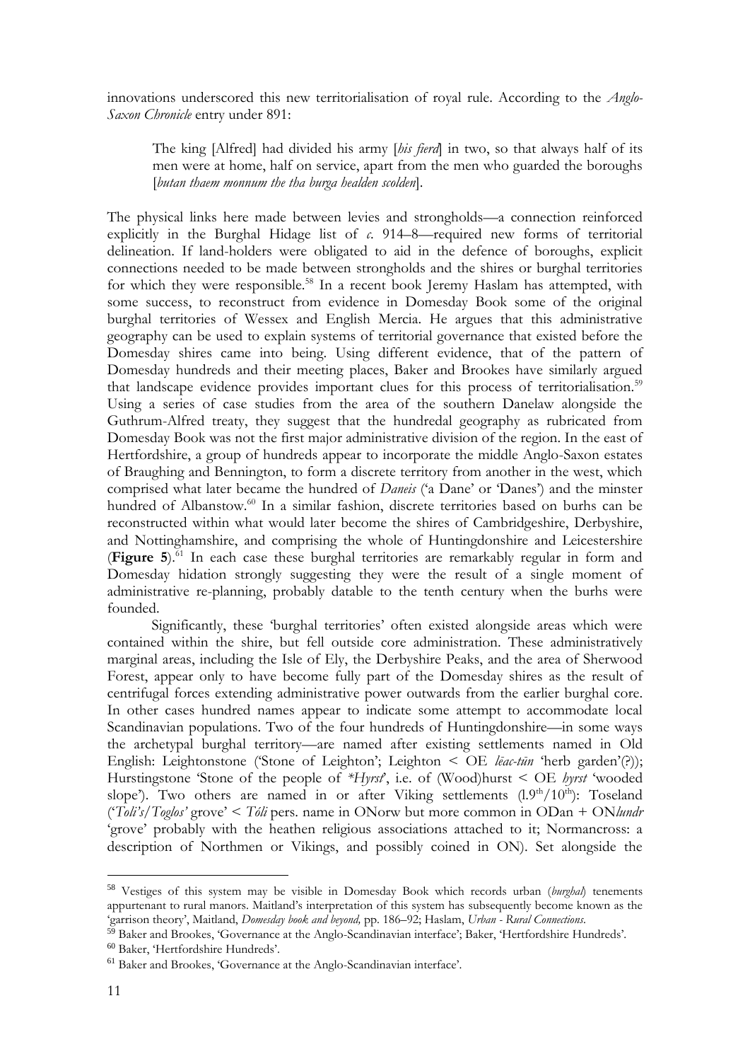innovations underscored this new territorialisation of royal rule. According to the *Anglo-Saxon Chronicle* entry under 891:

> The king [Alfred] had divided his army [*his fierd*] in two, so that always half of its men were at home, half on service, apart from the men who guarded the boroughs [*butan thaem monnum the tha burga healden scolden*].

The physical links here made between levies and strongholds—a connection reinforced explicitly in the Burghal Hidage list of *c.* 914–8—required new forms of territorial delineation. If land-holders were obligated to aid in the defence of boroughs, explicit connections needed to be made between strongholds and the shires or burghal territories for which they were responsible.[58] In a recent book Jeremy Haslam has attempted, with some success, to reconstruct from evidence in Domesday Book some of the original burghal territories of Wessex and English Mercia. He argues that this administrative geography can be used to explain systems of territorial governance that existed before the Domesday shires came into being. Using different evidence, that of the pattern of Domesday hundreds and their meeting places, Baker and Brookes have similarly argued that landscape evidence provides important clues for this process of territorialisation.[59] Using a series of case studies from the area of the southern Danelaw alongside the Guthrum-Alfred treaty, they suggest that the hundredal geography as rubricated from Domesday Book was not the first major administrative division of the region. In the east of Hertfordshire, a group of hundreds appear to incorporate the middle Anglo-Saxon estates of Braughing and Bennington, to form a discrete territory from another in the west, which comprised what later became the hundred of *Daneis* ('a Dane' or 'Danes') and the minster hundred of Albanstow.[60] In a similar fashion, discrete territories based on burhs can be reconstructed within what would later become the shires of Cambridgeshire, Derbyshire, and Nottinghamshire, and comprising the whole of Huntingdonshire and Leicestershire (**Figure 5**).[61] In each case these burghal territories are remarkably regular in form and Domesday hidation strongly suggesting they were the result of a single moment of administrative re-planning, probably datable to the tenth century when the burhs were founded.

Significantly, these 'burghal territories' often existed alongside areas which were contained within the shire, but fell outside core administration. These administratively marginal areas, including the Isle of Ely, the Derbyshire Peaks, and the area of Sherwood Forest, appear only to have become fully part of the Domesday shires as the result of centrifugal forces extending administrative power outwards from the earlier burghal core. In other cases hundred names appear to indicate some attempt to accommodate local Scandinavian populations. Two of the four hundreds of Huntingdonshire—in some ways the archetypal burghal territory—are named after existing settlements named in Old English: Leightonstone ('Stone of Leighton'; Leighton < OE *lēac-tūn* 'herb garden'(?)); Hurstingstone 'Stone of the people of *\*Hyrst*', i.e. of (Wood)hurst < OE *hyrst* 'wooded slope'). Two others are named in or after Viking settlements (l.9th/10th): Toseland ('*Toli's/Toglos'* grove' < *Tóli* pers. name in ONorw but more common in ODan + ON*lundr* 'grove' probably with the heathen religious associations attached to it; Normancross: a description of Northmen or Vikings, and possibly coined in ON). Set alongside the

---

[58] Vestiges of this system may be visible in Domesday Book which records urban (*burghal*) tenements appurtenant to rural manors. Maitland's interpretation of this system has subsequently become known as the 'garrison theory', Maitland, *Domesday book and beyond,* pp. 186–92; Haslam, *Urban - Rural Connections*.

[59] Baker and Brookes, 'Governance at the Anglo-Scandinavian interface'; Baker, 'Hertfordshire Hundreds'.

[60] Baker, 'Hertfordshire Hundreds'.

[61] Baker and Brookes, 'Governance at the Anglo-Scandinavian interface'.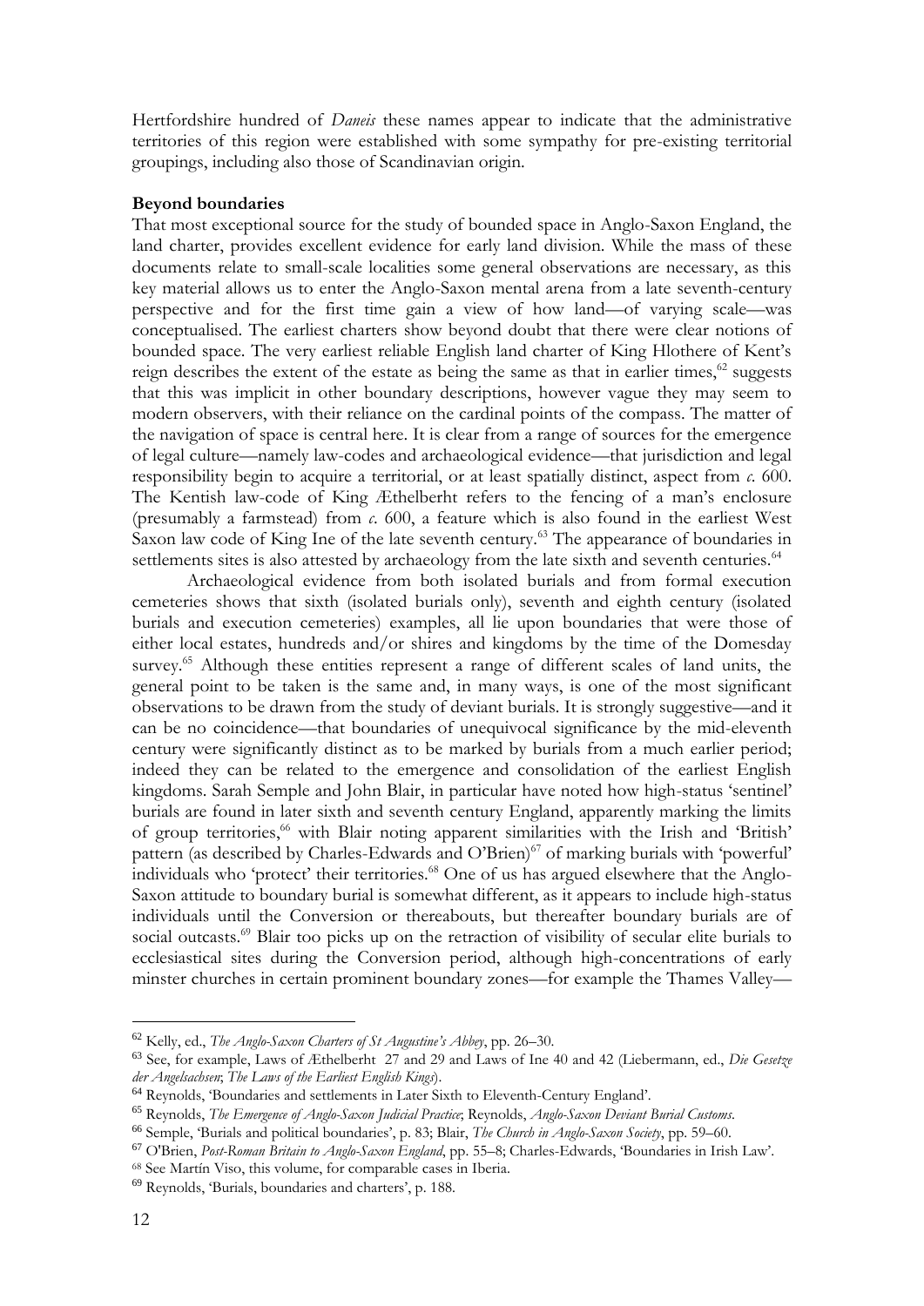Hertfordshire hundred of *Daneis* these names appear to indicate that the administrative territories of this region were established with some sympathy for pre-existing territorial groupings, including also those of Scandinavian origin.

**Beyond boundaries**

That most exceptional source for the study of bounded space in Anglo-Saxon England, the land charter, provides excellent evidence for early land division. While the mass of these documents relate to small-scale localities some general observations are necessary, as this key material allows us to enter the Anglo-Saxon mental arena from a late seventh-century perspective and for the first time gain a view of how land—of varying scale—was conceptualised. The earliest charters show beyond doubt that there were clear notions of bounded space. The very earliest reliable English land charter of King Hlothere of Kent's reign describes the extent of the estate as being the same as that in earlier times,[62] suggests that this was implicit in other boundary descriptions, however vague they may seem to modern observers, with their reliance on the cardinal points of the compass. The matter of the navigation of space is central here. It is clear from a range of sources for the emergence of legal culture—namely law-codes and archaeological evidence—that jurisdiction and legal responsibility begin to acquire a territorial, or at least spatially distinct, aspect from *c.* 600. The Kentish law-code of King Æthelberht refers to the fencing of a man's enclosure (presumably a farmstead) from *c.* 600, a feature which is also found in the earliest West Saxon law code of King Ine of the late seventh century.[63] The appearance of boundaries in settlements sites is also attested by archaeology from the late sixth and seventh centuries.[64]

Archaeological evidence from both isolated burials and from formal execution cemeteries shows that sixth (isolated burials only), seventh and eighth century (isolated burials and execution cemeteries) examples, all lie upon boundaries that were those of either local estates, hundreds and/or shires and kingdoms by the time of the Domesday survey.[65] Although these entities represent a range of different scales of land units, the general point to be taken is the same and, in many ways, is one of the most significant observations to be drawn from the study of deviant burials. It is strongly suggestive—and it can be no coincidence—that boundaries of unequivocal significance by the mid-eleventh century were significantly distinct as to be marked by burials from a much earlier period; indeed they can be related to the emergence and consolidation of the earliest English kingdoms. Sarah Semple and John Blair, in particular have noted how high-status 'sentinel' burials are found in later sixth and seventh century England, apparently marking the limits of group territories,[66] with Blair noting apparent similarities with the Irish and 'British' pattern (as described by Charles-Edwards and O'Brien)[67] of marking burials with 'powerful' individuals who 'protect' their territories.[68] One of us has argued elsewhere that the Anglo-Saxon attitude to boundary burial is somewhat different, as it appears to include high-status individuals until the Conversion or thereabouts, but thereafter boundary burials are of social outcasts.[69] Blair too picks up on the retraction of visibility of secular elite burials to ecclesiastical sites during the Conversion period, although high-concentrations of early minster churches in certain prominent boundary zones—for example the Thames Valley—

---

[62] Kelly, ed., *The Anglo-Saxon Charters of St Augustine's Abbey*, pp. 26–30.

[63] See, for example, Laws of Æthelberht 27 and 29 and Laws of Ine 40 and 42 (Liebermann, ed., *Die Gesetze der Angelsachsen*; *The Laws of the Earliest English Kings*).

[64] Reynolds, 'Boundaries and settlements in Later Sixth to Eleventh-Century England'.

[65] Reynolds, *The Emergence of Anglo-Saxon Judicial Practice*; Reynolds, *Anglo-Saxon Deviant Burial Customs*.

[66] Semple, 'Burials and political boundaries', p. 83; Blair, *The Church in Anglo-Saxon Society*, pp. 59–60.

[67] O'Brien, *Post-Roman Britain to Anglo-Saxon England*, pp. 55–8; Charles-Edwards, 'Boundaries in Irish Law'.

[68] See Martín Viso, this volume, for comparable cases in Iberia.

[69] Reynolds, 'Burials, boundaries and charters', p. 188.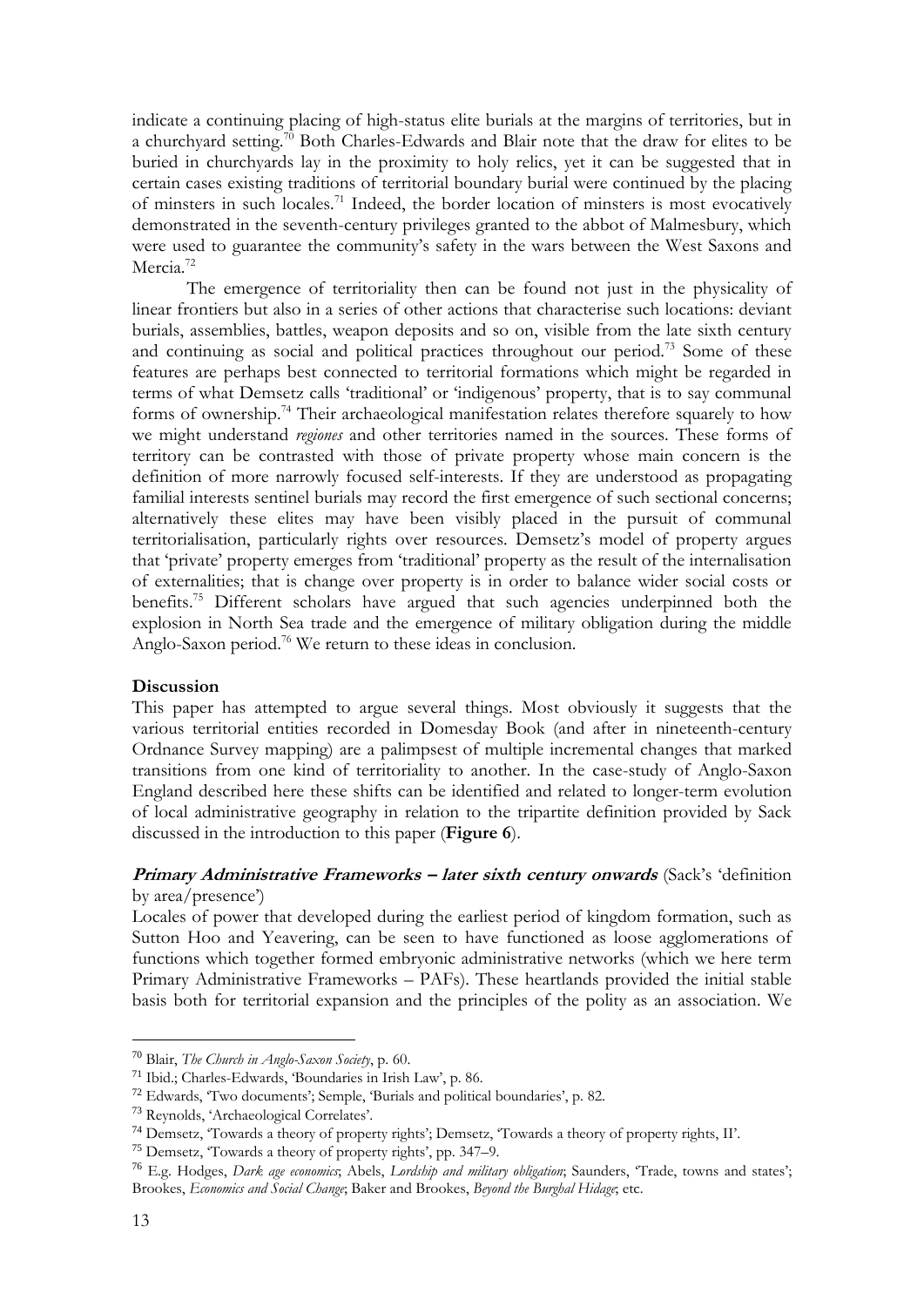indicate a continuing placing of high-status elite burials at the margins of territories, but in a churchyard setting.[70] Both Charles-Edwards and Blair note that the draw for elites to be buried in churchyards lay in the proximity to holy relics, yet it can be suggested that in certain cases existing traditions of territorial boundary burial were continued by the placing of minsters in such locales.[71] Indeed, the border location of minsters is most evocatively demonstrated in the seventh-century privileges granted to the abbot of Malmesbury, which were used to guarantee the community's safety in the wars between the West Saxons and Mercia.[72]

The emergence of territoriality then can be found not just in the physicality of linear frontiers but also in a series of other actions that characterise such locations: deviant burials, assemblies, battles, weapon deposits and so on, visible from the late sixth century and continuing as social and political practices throughout our period.[73] Some of these features are perhaps best connected to territorial formations which might be regarded in terms of what Demsetz calls 'traditional' or 'indigenous' property, that is to say communal forms of ownership.[74] Their archaeological manifestation relates therefore squarely to how we might understand *regiones* and other territories named in the sources. These forms of territory can be contrasted with those of private property whose main concern is the definition of more narrowly focused self-interests. If they are understood as propagating familial interests sentinel burials may record the first emergence of such sectional concerns; alternatively these elites may have been visibly placed in the pursuit of communal territorialisation, particularly rights over resources. Demsetz's model of property argues that 'private' property emerges from 'traditional' property as the result of the internalisation of externalities; that is change over property is in order to balance wider social costs or benefits.[75] Different scholars have argued that such agencies underpinned both the explosion in North Sea trade and the emergence of military obligation during the middle Anglo-Saxon period.[76] We return to these ideas in conclusion.

## Discussion

This paper has attempted to argue several things. Most obviously it suggests that the various territorial entities recorded in Domesday Book (and after in nineteenth-century Ordnance Survey mapping) are a palimpsest of multiple incremental changes that marked transitions from one kind of territoriality to another. In the case-study of Anglo-Saxon England described here these shifts can be identified and related to longer-term evolution of local administrative geography in relation to the tripartite definition provided by Sack discussed in the introduction to this paper (**Figure 6**).

***Primary Administrative Frameworks – later sixth century onwards*** (Sack's 'definition by area/presence')

Locales of power that developed during the earliest period of kingdom formation, such as Sutton Hoo and Yeavering, can be seen to have functioned as loose agglomerations of functions which together formed embryonic administrative networks (which we here term Primary Administrative Frameworks – PAFs). These heartlands provided the initial stable basis both for territorial expansion and the principles of the polity as an association. We

---

[70] Blair, *The Church in Anglo-Saxon Society*, p. 60.

[71] Ibid.; Charles-Edwards, 'Boundaries in Irish Law', p. 86.

[72] Edwards, 'Two documents'; Semple, 'Burials and political boundaries', p. 82.

[73] Reynolds, 'Archaeological Correlates'.

[74] Demsetz, 'Towards a theory of property rights'; Demsetz, 'Towards a theory of property rights, II'.

[75] Demsetz, 'Towards a theory of property rights', pp. 347–9.

[76] E.g. Hodges, *Dark age economics*; Abels, *Lordship and military obligation*; Saunders, 'Trade, towns and states'; Brookes, *Economics and Social Change*; Baker and Brookes, *Beyond the Burghal Hidage*; etc.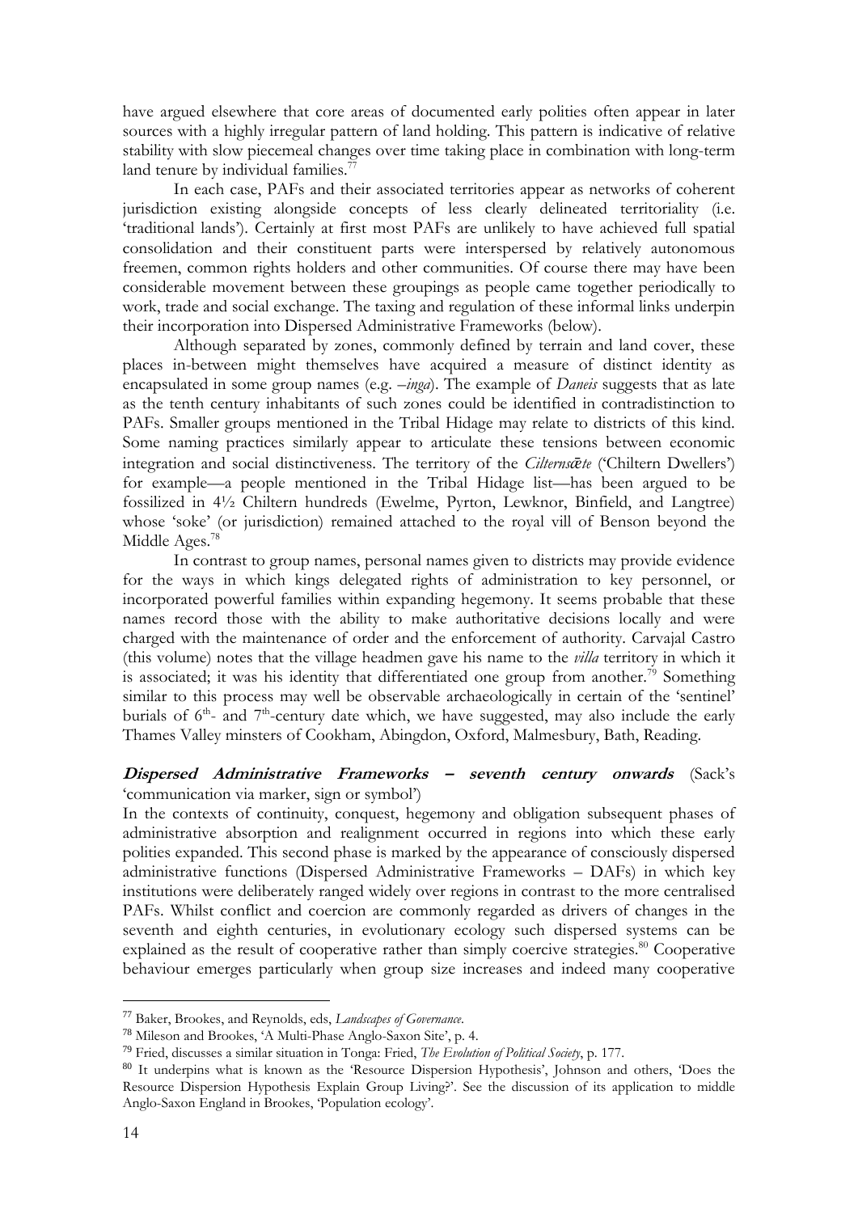have argued elsewhere that core areas of documented early polities often appear in later sources with a highly irregular pattern of land holding. This pattern is indicative of relative stability with slow piecemeal changes over time taking place in combination with long-term land tenure by individual families.[77]

In each case, PAFs and their associated territories appear as networks of coherent jurisdiction existing alongside concepts of less clearly delineated territoriality (i.e. 'traditional lands'). Certainly at first most PAFs are unlikely to have achieved full spatial consolidation and their constituent parts were interspersed by relatively autonomous freemen, common rights holders and other communities. Of course there may have been considerable movement between these groupings as people came together periodically to work, trade and social exchange. The taxing and regulation of these informal links underpin their incorporation into Dispersed Administrative Frameworks (below).

Although separated by zones, commonly defined by terrain and land cover, these places in-between might themselves have acquired a measure of distinct identity as encapsulated in some group names (e.g. *–inga*). The example of *Daneis* suggests that as late as the tenth century inhabitants of such zones could be identified in contradistinction to PAFs. Smaller groups mentioned in the Tribal Hidage may relate to districts of this kind. Some naming practices similarly appear to articulate these tensions between economic integration and social distinctiveness. The territory of the *Cilternsǣte* ('Chiltern Dwellers') for example—a people mentioned in the Tribal Hidage list—has been argued to be fossilized in 4½ Chiltern hundreds (Ewelme, Pyrton, Lewknor, Binfield, and Langtree) whose 'soke' (or jurisdiction) remained attached to the royal vill of Benson beyond the Middle Ages.[78]

In contrast to group names, personal names given to districts may provide evidence for the ways in which kings delegated rights of administration to key personnel, or incorporated powerful families within expanding hegemony. It seems probable that these names record those with the ability to make authoritative decisions locally and were charged with the maintenance of order and the enforcement of authority. Carvajal Castro (this volume) notes that the village headmen gave his name to the *villa* territory in which it is associated; it was his identity that differentiated one group from another.[79] Something similar to this process may well be observable archaeologically in certain of the 'sentinel' burials of 6th- and 7th-century date which, we have suggested, may also include the early Thames Valley minsters of Cookham, Abingdon, Oxford, Malmesbury, Bath, Reading.

***Dispersed Administrative Frameworks – seventh century onwards*** (Sack's 'communication via marker, sign or symbol')

In the contexts of continuity, conquest, hegemony and obligation subsequent phases of administrative absorption and realignment occurred in regions into which these early polities expanded. This second phase is marked by the appearance of consciously dispersed administrative functions (Dispersed Administrative Frameworks – DAFs) in which key institutions were deliberately ranged widely over regions in contrast to the more centralised PAFs. Whilst conflict and coercion are commonly regarded as drivers of changes in the seventh and eighth centuries, in evolutionary ecology such dispersed systems can be explained as the result of cooperative rather than simply coercive strategies.[80] Cooperative behaviour emerges particularly when group size increases and indeed many cooperative

---

[77] Baker, Brookes, and Reynolds, eds, *Landscapes of Governance*.

[78] Mileson and Brookes, 'A Multi-Phase Anglo-Saxon Site', p. 4.

[79] Fried, discusses a similar situation in Tonga: Fried, *The Evolution of Political Society*, p. 177.

[80] It underpins what is known as the 'Resource Dispersion Hypothesis', Johnson and others, 'Does the Resource Dispersion Hypothesis Explain Group Living?'. See the discussion of its application to middle Anglo-Saxon England in Brookes, 'Population ecology'.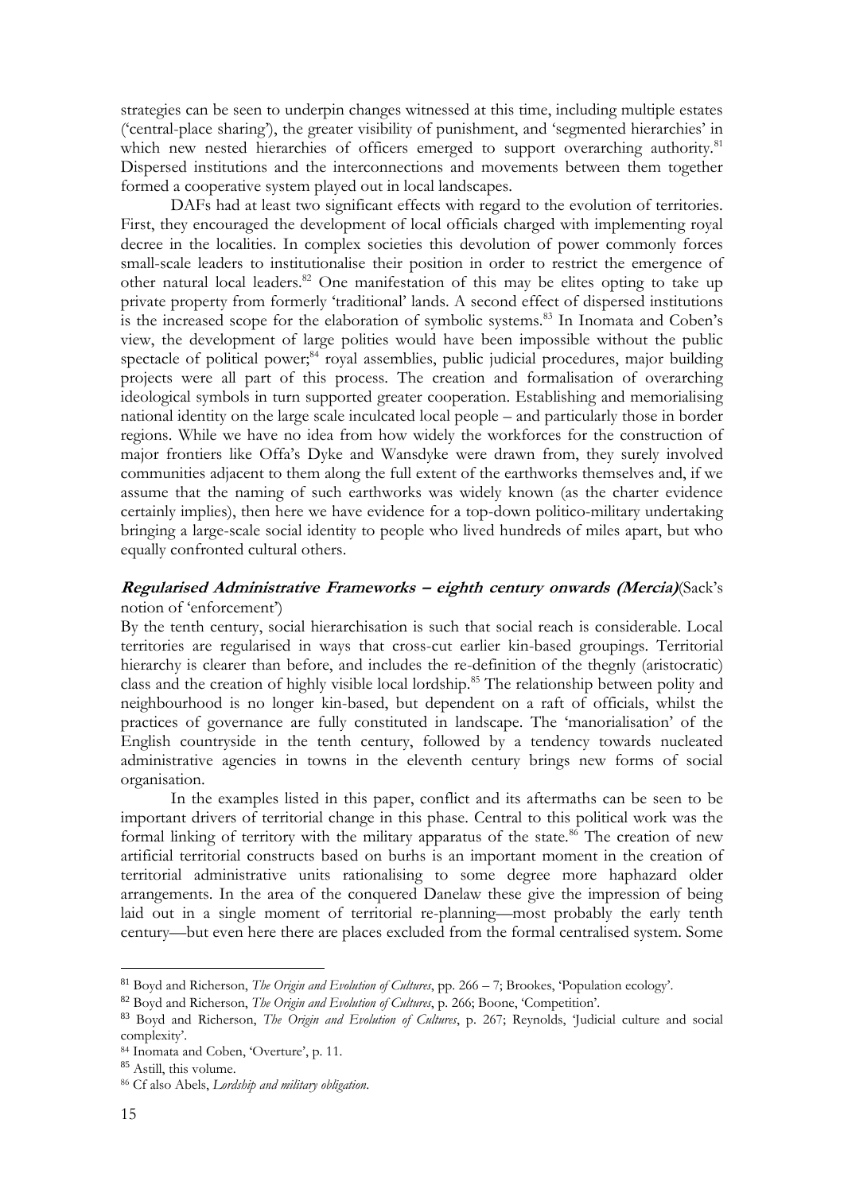strategies can be seen to underpin changes witnessed at this time, including multiple estates ('central-place sharing'), the greater visibility of punishment, and 'segmented hierarchies' in which new nested hierarchies of officers emerged to support overarching authority.[81] Dispersed institutions and the interconnections and movements between them together formed a cooperative system played out in local landscapes.

DAFs had at least two significant effects with regard to the evolution of territories. First, they encouraged the development of local officials charged with implementing royal decree in the localities. In complex societies this devolution of power commonly forces small-scale leaders to institutionalise their position in order to restrict the emergence of other natural local leaders.[82] One manifestation of this may be elites opting to take up private property from formerly 'traditional' lands. A second effect of dispersed institutions is the increased scope for the elaboration of symbolic systems.[83] In Inomata and Coben's view, the development of large polities would have been impossible without the public spectacle of political power;[84] royal assemblies, public judicial procedures, major building projects were all part of this process. The creation and formalisation of overarching ideological symbols in turn supported greater cooperation. Establishing and memorialising national identity on the large scale inculcated local people – and particularly those in border regions. While we have no idea from how widely the workforces for the construction of major frontiers like Offa's Dyke and Wansdyke were drawn from, they surely involved communities adjacent to them along the full extent of the earthworks themselves and, if we assume that the naming of such earthworks was widely known (as the charter evidence certainly implies), then here we have evidence for a top-down politico-military undertaking bringing a large-scale social identity to people who lived hundreds of miles apart, but who equally confronted cultural others.

***Regularised Administrative Frameworks – eighth century onwards (Mercia)***(Sack's notion of 'enforcement')

By the tenth century, social hierarchisation is such that social reach is considerable. Local territories are regularised in ways that cross-cut earlier kin-based groupings. Territorial hierarchy is clearer than before, and includes the re-definition of the thegnly (aristocratic) class and the creation of highly visible local lordship.[85] The relationship between polity and neighbourhood is no longer kin-based, but dependent on a raft of officials, whilst the practices of governance are fully constituted in landscape. The 'manorialisation' of the English countryside in the tenth century, followed by a tendency towards nucleated administrative agencies in towns in the eleventh century brings new forms of social organisation.

In the examples listed in this paper, conflict and its aftermaths can be seen to be important drivers of territorial change in this phase. Central to this political work was the formal linking of territory with the military apparatus of the state.[86] The creation of new artificial territorial constructs based on burhs is an important moment in the creation of territorial administrative units rationalising to some degree more haphazard older arrangements. In the area of the conquered Danelaw these give the impression of being laid out in a single moment of territorial re-planning—most probably the early tenth century—but even here there are places excluded from the formal centralised system. Some

---

[81] Boyd and Richerson, *The Origin and Evolution of Cultures*, pp. 266 – 7; Brookes, 'Population ecology'.

[82] Boyd and Richerson, *The Origin and Evolution of Cultures*, p. 266; Boone, 'Competition'.

[83] Boyd and Richerson, *The Origin and Evolution of Cultures*, p. 267; Reynolds, 'Judicial culture and social complexity'.

[84] Inomata and Coben, 'Overture', p. 11.

[85] Astill, this volume.

[86] Cf also Abels, *Lordship and military obligation*.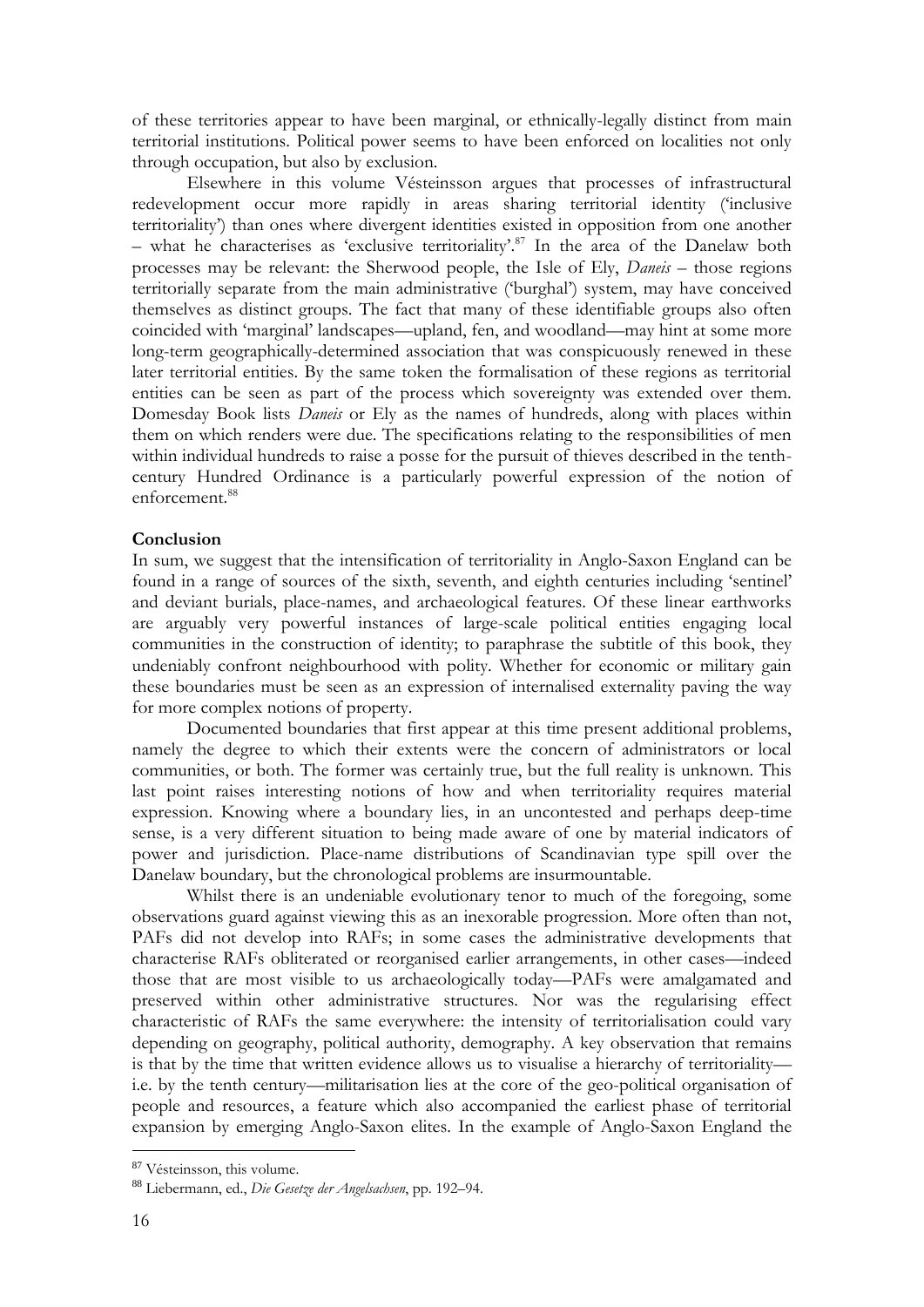of these territories appear to have been marginal, or ethnically-legally distinct from main territorial institutions. Political power seems to have been enforced on localities not only through occupation, but also by exclusion.

Elsewhere in this volume Vésteinsson argues that processes of infrastructural redevelopment occur more rapidly in areas sharing territorial identity ('inclusive territoriality') than ones where divergent identities existed in opposition from one another – what he characterises as 'exclusive territoriality'.[87] In the area of the Danelaw both processes may be relevant: the Sherwood people, the Isle of Ely, *Daneis* – those regions territorially separate from the main administrative ('burghal') system, may have conceived themselves as distinct groups. The fact that many of these identifiable groups also often coincided with 'marginal' landscapes—upland, fen, and woodland—may hint at some more long-term geographically-determined association that was conspicuously renewed in these later territorial entities. By the same token the formalisation of these regions as territorial entities can be seen as part of the process which sovereignty was extended over them. Domesday Book lists *Daneis* or Ely as the names of hundreds, along with places within them on which renders were due. The specifications relating to the responsibilities of men within individual hundreds to raise a posse for the pursuit of thieves described in the tenth-century Hundred Ordinance is a particularly powerful expression of the notion of enforcement.[88]

**Conclusion**

In sum, we suggest that the intensification of territoriality in Anglo-Saxon England can be found in a range of sources of the sixth, seventh, and eighth centuries including 'sentinel' and deviant burials, place-names, and archaeological features. Of these linear earthworks are arguably very powerful instances of large-scale political entities engaging local communities in the construction of identity; to paraphrase the subtitle of this book, they undeniably confront neighbourhood with polity. Whether for economic or military gain these boundaries must be seen as an expression of internalised externality paving the way for more complex notions of property.

Documented boundaries that first appear at this time present additional problems, namely the degree to which their extents were the concern of administrators or local communities, or both. The former was certainly true, but the full reality is unknown. This last point raises interesting notions of how and when territoriality requires material expression. Knowing where a boundary lies, in an uncontested and perhaps deep-time sense, is a very different situation to being made aware of one by material indicators of power and jurisdiction. Place-name distributions of Scandinavian type spill over the Danelaw boundary, but the chronological problems are insurmountable.

Whilst there is an undeniable evolutionary tenor to much of the foregoing, some observations guard against viewing this as an inexorable progression. More often than not, PAFs did not develop into RAFs; in some cases the administrative developments that characterise RAFs obliterated or reorganised earlier arrangements, in other cases—indeed those that are most visible to us archaeologically today—PAFs were amalgamated and preserved within other administrative structures. Nor was the regularising effect characteristic of RAFs the same everywhere: the intensity of territorialisation could vary depending on geography, political authority, demography. A key observation that remains is that by the time that written evidence allows us to visualise a hierarchy of territoriality—i.e. by the tenth century—militarisation lies at the core of the geo-political organisation of people and resources, a feature which also accompanied the earliest phase of territorial expansion by emerging Anglo-Saxon elites. In the example of Anglo-Saxon England the

[87] Vésteinsson, this volume.

[88] Liebermann, ed., *Die Gesetze der Angelsachsen*, pp. 192–94.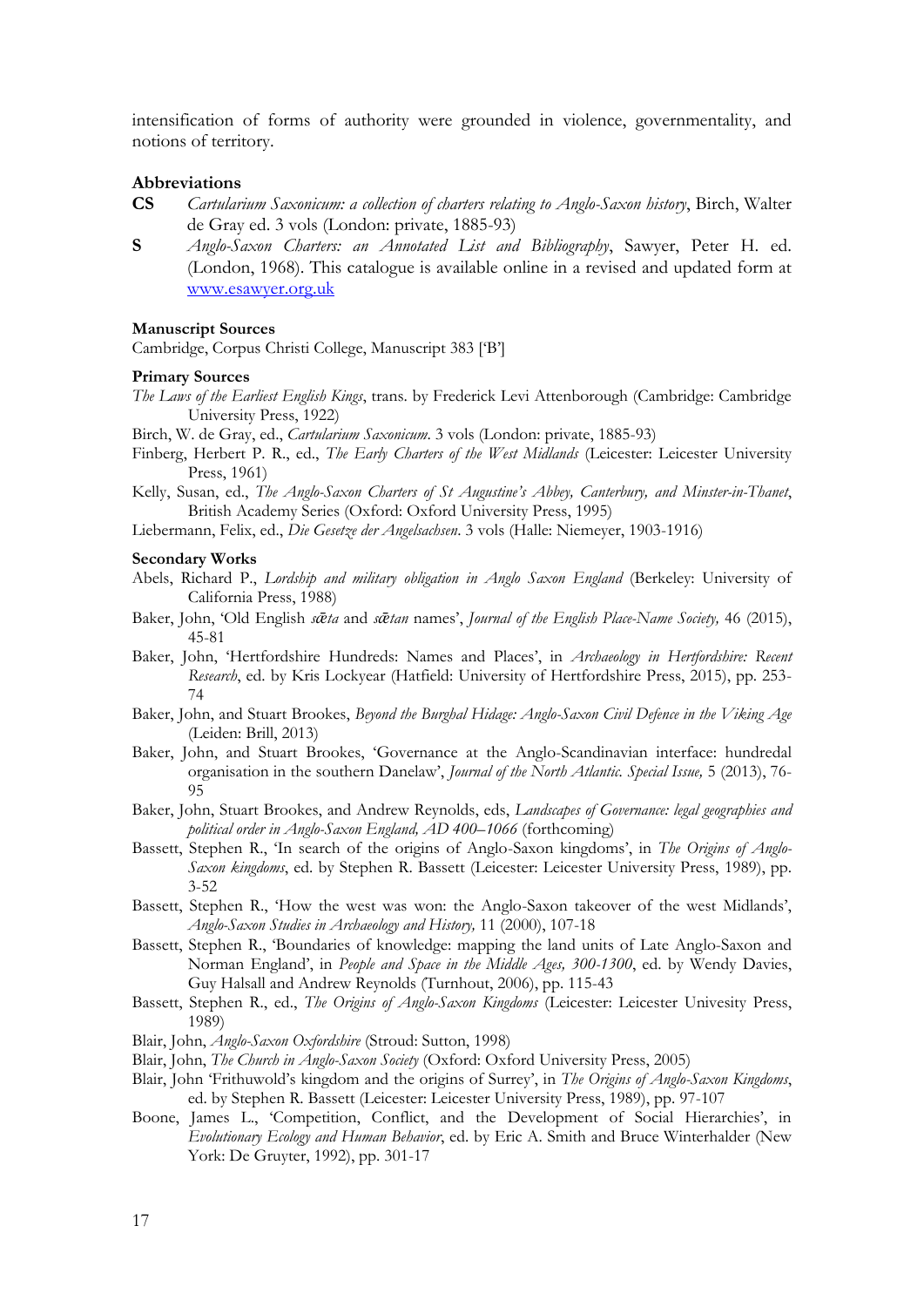intensification of forms of authority were grounded in violence, governmentality, and notions of territory.

### Abbreviations

**CS** *Cartularium Saxonicum: a collection of charters relating to Anglo-Saxon history*, Birch, Walter de Gray ed. 3 vols (London: private, 1885-93)

**S** *Anglo-Saxon Charters: an Annotated List and Bibliography*, Sawyer, Peter H. ed. (London, 1968). This catalogue is available online in a revised and updated form at [www.esawyer.org.uk](http://www.esawyer.org.uk)

#### Manuscript Sources

Cambridge, Corpus Christi College, Manuscript 383 ['B']

#### Primary Sources

*The Laws of the Earliest English Kings*, trans. by Frederick Levi Attenborough (Cambridge: Cambridge University Press, 1922)

Birch, W. de Gray, ed., *Cartularium Saxonicum*. 3 vols (London: private, 1885-93)

Finberg, Herbert P. R., ed., *The Early Charters of the West Midlands* (Leicester: Leicester University Press, 1961)

Kelly, Susan, ed., *The Anglo-Saxon Charters of St Augustine's Abbey, Canterbury, and Minster-in-Thanet*, British Academy Series (Oxford: Oxford University Press, 1995)

Liebermann, Felix, ed., *Die Gesetze der Angelsachsen*. 3 vols (Halle: Niemeyer, 1903-1916)

#### Secondary Works

Abels, Richard P., *Lordship and military obligation in Anglo Saxon England* (Berkeley: University of California Press, 1988)

Baker, John, 'Old English *sǣta* and *sǣtan* names', *Journal of the English Place-Name Society,* 46 (2015), 45-81

Baker, John, 'Hertfordshire Hundreds: Names and Places', in *Archaeology in Hertfordshire: Recent Research*, ed. by Kris Lockyear (Hatfield: University of Hertfordshire Press, 2015), pp. 253-74

Baker, John, and Stuart Brookes, *Beyond the Burghal Hidage: Anglo-Saxon Civil Defence in the Viking Age* (Leiden: Brill, 2013)

Baker, John, and Stuart Brookes, 'Governance at the Anglo-Scandinavian interface: hundredal organisation in the southern Danelaw', *Journal of the North Atlantic. Special Issue,* 5 (2013), 76-95

Baker, John, Stuart Brookes, and Andrew Reynolds, eds, *Landscapes of Governance: legal geographies and political order in Anglo-Saxon England, AD 400–1066* (forthcoming)

Bassett, Stephen R., 'In search of the origins of Anglo-Saxon kingdoms', in *The Origins of Anglo-Saxon kingdoms*, ed. by Stephen R. Bassett (Leicester: Leicester University Press, 1989), pp. 3-52

Bassett, Stephen R., 'How the west was won: the Anglo-Saxon takeover of the west Midlands', *Anglo-Saxon Studies in Archaeology and History,* 11 (2000), 107-18

Bassett, Stephen R., 'Boundaries of knowledge: mapping the land units of Late Anglo-Saxon and Norman England', in *People and Space in the Middle Ages, 300-1300*, ed. by Wendy Davies, Guy Halsall and Andrew Reynolds (Turnhout, 2006), pp. 115-43

Bassett, Stephen R., ed., *The Origins of Anglo-Saxon Kingdoms* (Leicester: Leicester Univesity Press, 1989)

Blair, John, *Anglo-Saxon Oxfordshire* (Stroud: Sutton, 1998)

Blair, John, *The Church in Anglo-Saxon Society* (Oxford: Oxford University Press, 2005)

Blair, John 'Frithuwold's kingdom and the origins of Surrey', in *The Origins of Anglo-Saxon Kingdoms*, ed. by Stephen R. Bassett (Leicester: Leicester University Press, 1989), pp. 97-107

Boone, James L., 'Competition, Conflict, and the Development of Social Hierarchies', in *Evolutionary Ecology and Human Behavior*, ed. by Eric A. Smith and Bruce Winterhalder (New York: De Gruyter, 1992), pp. 301-17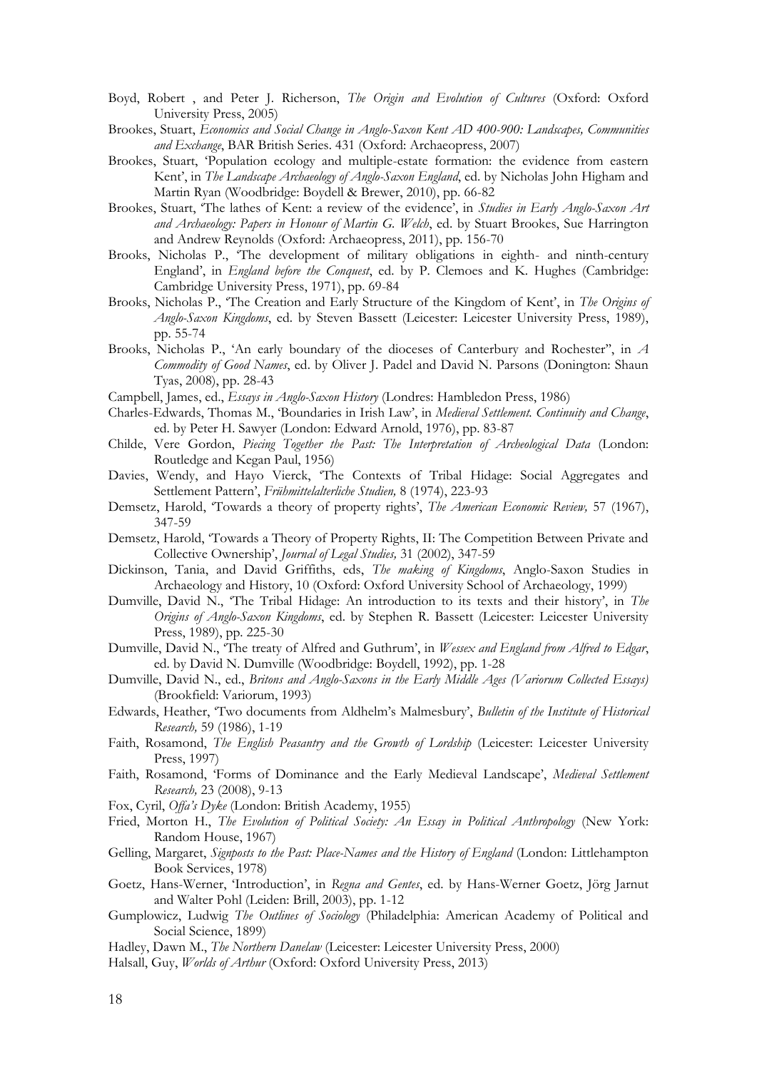Boyd, Robert , and Peter J. Richerson, *The Origin and Evolution of Cultures* (Oxford: Oxford University Press, 2005)

Brookes, Stuart, *Economics and Social Change in Anglo-Saxon Kent AD 400-900: Landscapes, Communities and Exchange*, BAR British Series. 431 (Oxford: Archaeopress, 2007)

Brookes, Stuart, 'Population ecology and multiple-estate formation: the evidence from eastern Kent', in *The Landscape Archaeology of Anglo-Saxon England*, ed. by Nicholas John Higham and Martin Ryan (Woodbridge: Boydell & Brewer, 2010), pp. 66-82

Brookes, Stuart, 'The lathes of Kent: a review of the evidence', in *Studies in Early Anglo-Saxon Art and Archaeology: Papers in Honour of Martin G. Welch*, ed. by Stuart Brookes, Sue Harrington and Andrew Reynolds (Oxford: Archaeopress, 2011), pp. 156-70

Brooks, Nicholas P., 'The development of military obligations in eighth- and ninth-century England', in *England before the Conquest*, ed. by P. Clemoes and K. Hughes (Cambridge: Cambridge University Press, 1971), pp. 69-84

Brooks, Nicholas P., 'The Creation and Early Structure of the Kingdom of Kent', in *The Origins of Anglo-Saxon Kingdoms*, ed. by Steven Bassett (Leicester: Leicester University Press, 1989), pp. 55-74

Brooks, Nicholas P., 'An early boundary of the dioceses of Canterbury and Rochester", in *A Commodity of Good Names*, ed. by Oliver J. Padel and David N. Parsons (Donington: Shaun Tyas, 2008), pp. 28-43

Campbell, James, ed., *Essays in Anglo-Saxon History* (Londres: Hambledon Press, 1986)

Charles-Edwards, Thomas M., 'Boundaries in Irish Law', in *Medieval Settlement. Continuity and Change*, ed. by Peter H. Sawyer (London: Edward Arnold, 1976), pp. 83-87

Childe, Vere Gordon, *Piecing Together the Past: The Interpretation of Archeological Data* (London: Routledge and Kegan Paul, 1956)

Davies, Wendy, and Hayo Vierck, 'The Contexts of Tribal Hidage: Social Aggregates and Settlement Pattern', *Frühmittelalterliche Studien,* 8 (1974), 223-93

Demsetz, Harold, 'Towards a theory of property rights', *The American Economic Review,* 57 (1967), 347-59

Demsetz, Harold, 'Towards a Theory of Property Rights, II: The Competition Between Private and Collective Ownership', *Journal of Legal Studies,* 31 (2002), 347-59

Dickinson, Tania, and David Griffiths, eds, *The making of Kingdoms*, Anglo-Saxon Studies in Archaeology and History, 10 (Oxford: Oxford University School of Archaeology, 1999)

Dumville, David N., 'The Tribal Hidage: An introduction to its texts and their history', in *The Origins of Anglo-Saxon Kingdoms*, ed. by Stephen R. Bassett (Leicester: Leicester University Press, 1989), pp. 225-30

Dumville, David N., 'The treaty of Alfred and Guthrum', in *Wessex and England from Alfred to Edgar*, ed. by David N. Dumville (Woodbridge: Boydell, 1992), pp. 1-28

Dumville, David N., ed., *Britons and Anglo-Saxons in the Early Middle Ages (Variorum Collected Essays)* (Brookfield: Variorum, 1993)

Edwards, Heather, 'Two documents from Aldhelm's Malmesbury', *Bulletin of the Institute of Historical Research,* 59 (1986), 1-19

Faith, Rosamond, *The English Peasantry and the Growth of Lordship* (Leicester: Leicester University Press, 1997)

Faith, Rosamond, 'Forms of Dominance and the Early Medieval Landscape', *Medieval Settlement Research,* 23 (2008), 9-13

Fox, Cyril, *Offa's Dyke* (London: British Academy, 1955)

Fried, Morton H., *The Evolution of Political Society: An Essay in Political Anthropology* (New York: Random House, 1967)

Gelling, Margaret, *Signposts to the Past: Place-Names and the History of England* (London: Littlehampton Book Services, 1978)

Goetz, Hans-Werner, 'Introduction', in *Regna and Gentes*, ed. by Hans-Werner Goetz, Jörg Jarnut and Walter Pohl (Leiden: Brill, 2003), pp. 1-12

Gumplowicz, Ludwig *The Outlines of Sociology* (Philadelphia: American Academy of Political and Social Science, 1899)

Hadley, Dawn M., *The Northern Danelaw* (Leicester: Leicester University Press, 2000)

Halsall, Guy, *Worlds of Arthur* (Oxford: Oxford University Press, 2013)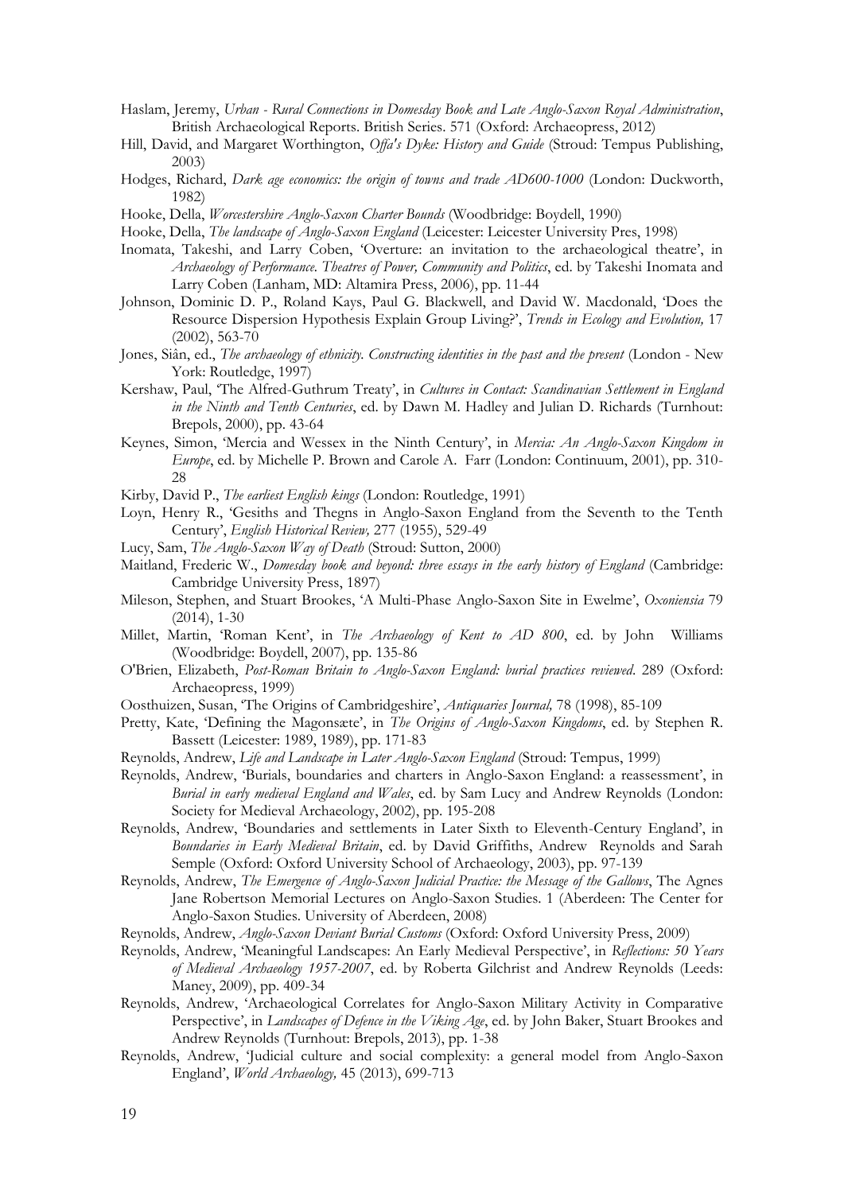Haslam, Jeremy, *Urban - Rural Connections in Domesday Book and Late Anglo-Saxon Royal Administration*, British Archaeological Reports. British Series. 571 (Oxford: Archaeopress, 2012)

Hill, David, and Margaret Worthington, *Offa's Dyke: History and Guide* (Stroud: Tempus Publishing, 2003)

Hodges, Richard, *Dark age economics: the origin of towns and trade AD600-1000* (London: Duckworth, 1982)

Hooke, Della, *Worcestershire Anglo-Saxon Charter Bounds* (Woodbridge: Boydell, 1990)

Hooke, Della, *The landscape of Anglo-Saxon England* (Leicester: Leicester University Pres, 1998)

Inomata, Takeshi, and Larry Coben, 'Overture: an invitation to the archaeological theatre', in *Archaeology of Performance. Theatres of Power, Community and Politics*, ed. by Takeshi Inomata and Larry Coben (Lanham, MD: Altamira Press, 2006), pp. 11-44

Johnson, Dominic D. P., Roland Kays, Paul G. Blackwell, and David W. Macdonald, 'Does the Resource Dispersion Hypothesis Explain Group Living?', *Trends in Ecology and Evolution,* 17 (2002), 563-70

Jones, Siân, ed., *The archaeology of ethnicity. Constructing identities in the past and the present* (London - New York: Routledge, 1997)

Kershaw, Paul, 'The Alfred-Guthrum Treaty', in *Cultures in Contact: Scandinavian Settlement in England in the Ninth and Tenth Centuries*, ed. by Dawn M. Hadley and Julian D. Richards (Turnhout: Brepols, 2000), pp. 43-64

Keynes, Simon, 'Mercia and Wessex in the Ninth Century', in *Mercia: An Anglo-Saxon Kingdom in Europe*, ed. by Michelle P. Brown and Carole A. Farr (London: Continuum, 2001), pp. 310-28

Kirby, David P., *The earliest English kings* (London: Routledge, 1991)

Loyn, Henry R., 'Gesiths and Thegns in Anglo-Saxon England from the Seventh to the Tenth Century', *English Historical Review,* 277 (1955), 529-49

Lucy, Sam, *The Anglo-Saxon Way of Death* (Stroud: Sutton, 2000)

Maitland, Frederic W., *Domesday book and beyond: three essays in the early history of England* (Cambridge: Cambridge University Press, 1897)

Mileson, Stephen, and Stuart Brookes, 'A Multi-Phase Anglo-Saxon Site in Ewelme', *Oxoniensia* 79 (2014), 1-30

Millet, Martin, 'Roman Kent', in *The Archaeology of Kent to AD 800*, ed. by John Williams (Woodbridge: Boydell, 2007), pp. 135-86

O'Brien, Elizabeth, *Post-Roman Britain to Anglo-Saxon England: burial practices reviewed*. 289 (Oxford: Archaeopress, 1999)

Oosthuizen, Susan, 'The Origins of Cambridgeshire', *Antiquaries Journal,* 78 (1998), 85-109

Pretty, Kate, 'Defining the Magonsæte', in *The Origins of Anglo-Saxon Kingdoms*, ed. by Stephen R. Bassett (Leicester: 1989, 1989), pp. 171-83

Reynolds, Andrew, *Life and Landscape in Later Anglo-Saxon England* (Stroud: Tempus, 1999)

Reynolds, Andrew, 'Burials, boundaries and charters in Anglo-Saxon England: a reassessment', in *Burial in early medieval England and Wales*, ed. by Sam Lucy and Andrew Reynolds (London: Society for Medieval Archaeology, 2002), pp. 195-208

Reynolds, Andrew, 'Boundaries and settlements in Later Sixth to Eleventh-Century England', in *Boundaries in Early Medieval Britain*, ed. by David Griffiths, Andrew Reynolds and Sarah Semple (Oxford: Oxford University School of Archaeology, 2003), pp. 97-139

Reynolds, Andrew, *The Emergence of Anglo-Saxon Judicial Practice: the Message of the Gallows*, The Agnes Jane Robertson Memorial Lectures on Anglo-Saxon Studies. 1 (Aberdeen: The Center for Anglo-Saxon Studies. University of Aberdeen, 2008)

Reynolds, Andrew, *Anglo-Saxon Deviant Burial Customs* (Oxford: Oxford University Press, 2009)

Reynolds, Andrew, 'Meaningful Landscapes: An Early Medieval Perspective', in *Reflections: 50 Years of Medieval Archaeology 1957-2007*, ed. by Roberta Gilchrist and Andrew Reynolds (Leeds: Maney, 2009), pp. 409-34

Reynolds, Andrew, 'Archaeological Correlates for Anglo-Saxon Military Activity in Comparative Perspective', in *Landscapes of Defence in the Viking Age*, ed. by John Baker, Stuart Brookes and Andrew Reynolds (Turnhout: Brepols, 2013), pp. 1-38

Reynolds, Andrew, 'Judicial culture and social complexity: a general model from Anglo-Saxon England', *World Archaeology,* 45 (2013), 699-713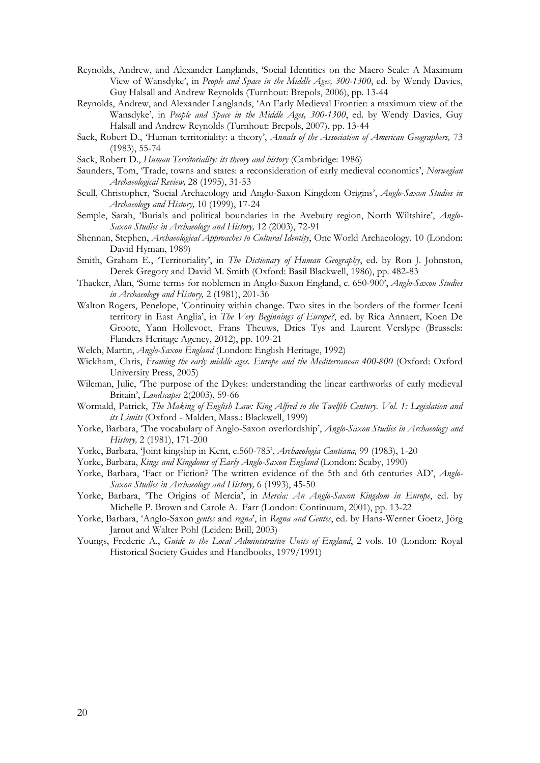Reynolds, Andrew, and Alexander Langlands, 'Social Identities on the Macro Scale: A Maximum View of Wansdyke', in *People and Space in the Middle Ages, 300-1300*, ed. by Wendy Davies, Guy Halsall and Andrew Reynolds (Turnhout: Brepols, 2006), pp. 13-44

Reynolds, Andrew, and Alexander Langlands, 'An Early Medieval Frontier: a maximum view of the Wansdyke', in *People and Space in the Middle Ages, 300-1300*, ed. by Wendy Davies, Guy Halsall and Andrew Reynolds (Turnhout: Brepols, 2007), pp. 13-44

Sack, Robert D., 'Human territoriality: a theory', *Annals of the Association of American Geographers,* 73 (1983), 55-74

Sack, Robert D., *Human Territoriality: its theory and history* (Cambridge: 1986)

Saunders, Tom, 'Trade, towns and states: a reconsideration of early medieval economics', *Norwegian Archaeological Review,* 28 (1995), 31-53

Scull, Christopher, 'Social Archaeology and Anglo-Saxon Kingdom Origins', *Anglo-Saxon Studies in Archaeology and History,* 10 (1999), 17-24

Semple, Sarah, 'Burials and political boundaries in the Avebury region, North Wiltshire', *Anglo-Saxon Studies in Archaeology and History,* 12 (2003), 72-91

Shennan, Stephen, *Archaeological Approaches to Cultural Identity*, One World Archaeology. 10 (London: David Hyman, 1989)

Smith, Graham E., 'Territoriality', in *The Dictionary of Human Geography*, ed. by Ron J. Johnston, Derek Gregory and David M. Smith (Oxford: Basil Blackwell, 1986), pp. 482-83

Thacker, Alan, 'Some terms for noblemen in Anglo-Saxon England, c. 650-900', *Anglo-Saxon Studies in Archaeology and History,* 2 (1981), 201-36

Walton Rogers, Penelope, 'Continuity within change. Two sites in the borders of the former Iceni territory in East Anglia', in *The Very Beginnings of Europe?*, ed. by Rica Annaert, Koen De Groote, Yann Hollevoet, Frans Theuws, Dries Tys and Laurent Verslype (Brussels: Flanders Heritage Agency, 2012), pp. 109-21

Welch, Martin, *Anglo-Saxon England* (London: English Heritage, 1992)

Wickham, Chris, *Framing the early middle ages. Europe and the Mediterranean 400-800* (Oxford: Oxford University Press, 2005)

Wileman, Julie, 'The purpose of the Dykes: understanding the linear earthworks of early medieval Britain', *Landscapes* 2(2003), 59-66

Wormald, Patrick, *The Making of English Law: King Alfred to the Twelfth Century. Vol. 1: Legislation and its Limits* (Oxford - Malden, Mass.: Blackwell, 1999)

Yorke, Barbara, 'The vocabulary of Anglo-Saxon overlordship', *Anglo-Saxon Studies in Archaeology and History,* 2 (1981), 171-200

Yorke, Barbara, 'Joint kingship in Kent, c.560-785', *Archaeologia Cantiana,* 99 (1983), 1-20

Yorke, Barbara, *Kings and Kingdoms of Early Anglo-Saxon England* (London: Seaby, 1990)

Yorke, Barbara, 'Fact or Fiction? The written evidence of the 5th and 6th centuries AD', *Anglo-Saxon Studies in Archaeology and History,* 6 (1993), 45-50

Yorke, Barbara, 'The Origins of Mercia', in *Mercia: An Anglo-Saxon Kingdom in Europe*, ed. by Michelle P. Brown and Carole A. Farr (London: Continuum, 2001), pp. 13-22

Yorke, Barbara, 'Anglo-Saxon *gentes* and *regna*', in *Regna and Gentes*, ed. by Hans-Werner Goetz, Jörg Jarnut and Walter Pohl (Leiden: Brill, 2003)

Youngs, Frederic A., *Guide to the Local Administrative Units of England*, 2 vols. 10 (London: Royal Historical Society Guides and Handbooks, 1979/1991)